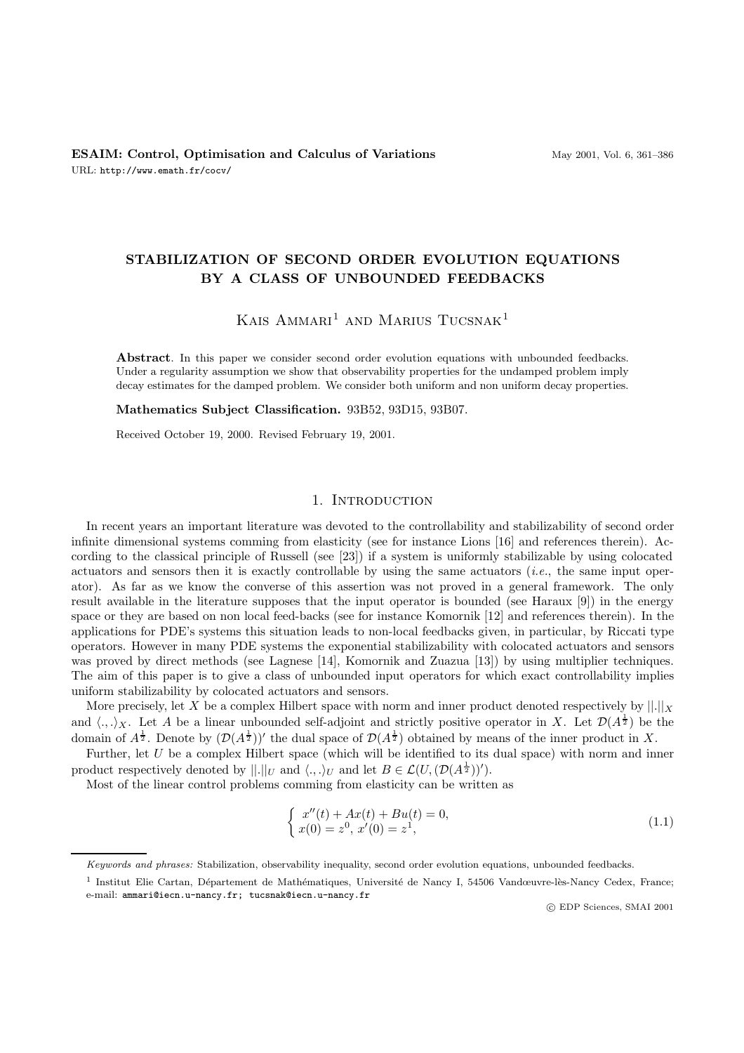# STABILIZATION OF SECOND ORDER EVOLUTION EQUATIONS BY A CLASS OF UNBOUNDED FEEDBACKS

Kais Ammari[1] and Marius Tucsnak[1]

**Abstract**. In this paper we consider second order evolution equations with unbounded feedbacks. Under a regularity assumption we show that observability properties for the undamped problem imply decay estimates for the damped problem. We consider both uniform and non uniform decay properties.

**Mathematics Subject Classification.** 93B52, 93D15, 93B07.

Received October 19, 2000. Revised February 19, 2001.

## 1. Introduction

In recent years an important literature was devoted to the controllability and stabilizability of second order infinite dimensional systems comming from elasticity (see for instance Lions [16] and references therein). According to the classical principle of Russell (see [23]) if a system is uniformly stabilizable by using colocated actuators and sensors then it is exactly controllable by using the same actuators (*i.e.*, the same input operator). As far as we know the converse of this assertion was not proved in a general framework. The only result available in the literature supposes that the input operator is bounded (see Haraux [9]) in the energy space or they are based on non local feed-backs (see for instance Komornik [12] and references therein). In the applications for PDE's systems this situation leads to non-local feedbacks given, in particular, by Riccati type operators. However in many PDE systems the exponential stabilizability with colocated actuators and sensors was proved by direct methods (see Lagnese [14], Komornik and Zuazua [13]) by using multiplier techniques. The aim of this paper is to give a class of unbounded input operators for which exact controllability implies uniform stabilizability by colocated actuators and sensors.

More precisely, let $X$ be a complex Hilbert space with norm and inner product denoted respectively by $||.||_X$ and $\langle .,. \rangle_X$. Let $A$ be a linear unbounded self-adjoint and strictly positive operator in $X$. Let $\mathcal{D}(A^{\frac{1}{2}})$ be the domain of $A^{\frac{1}{2}}$. Denote by $(\mathcal{D}(A^{\frac{1}{2}}))'$ the dual space of $\mathcal{D}(A^{\frac{1}{2}})$ obtained by means of the inner product in $X$.

Further, let $U$ be a complex Hilbert space (which will be identified to its dual space) with norm and inner product respectively denoted by $||.||_U$ and $\langle .,. \rangle_U$ and let $B \in \mathcal{L}(U, (\mathcal{D}(A^{\frac{1}{2}}))')$.

Most of the linear control problems comming from elasticity can be written as

$$
\begin{cases} x''(t) + Ax(t) + Bu(t) = 0, \\ x(0) = z^0, \, x'(0) = z^1, \end{cases} \tag{1.1}
$$

*Keywords and phrases:* Stabilization, observability inequality, second order evolution equations, unbounded feedbacks.

[1] Institut Elie Cartan, Département de Mathématiques, Université de Nancy I, 54506 Vandœuvre-lès-Nancy Cedex, France; e-mail: ammari@iecn.u-nancy.fr; tucsnak@iecn.u-nancy.fr

© EDP Sciences, SMAI 2001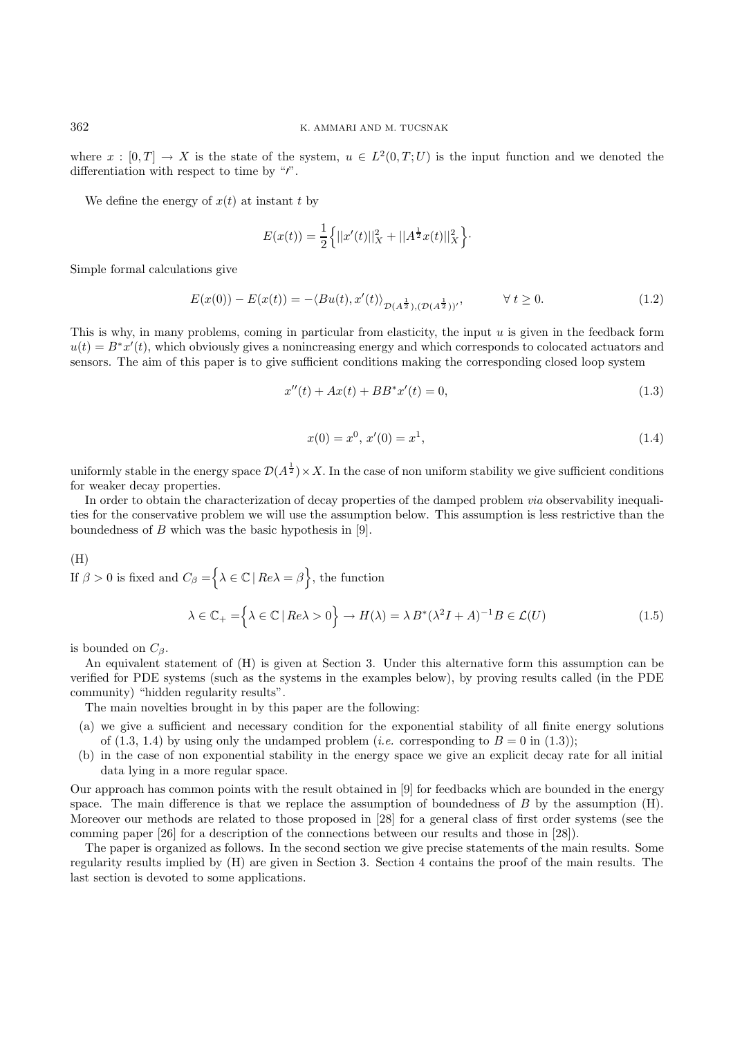where $x : [0, T] \to X$ is the state of the system, $u \in L^2(0, T; U)$ is the input function and we denoted the differentiation with respect to time by "$'$".

We define the energy of $x(t)$ at instant $t$ by

$$E(x(t)) = \frac{1}{2}\Big\{||x'(t)||_X^2 + ||A^{\frac{1}{2}}x(t)||_X^2\Big\}.$$

Simple formal calculations give

$$E(x(0)) - E(x(t)) = -\langle Bu(t), x'(t)\rangle_{\mathcal{D}(A^{\frac{1}{2}}),(\mathcal{D}(A^{\frac{1}{2}}))'}, \qquad \forall\, t \geq 0. \tag{1.2}$$

This is why, in many problems, coming in particular from elasticity, the input $u$ is given in the feedback form $u(t) = B^* x'(t)$, which obviously gives a nonincreasing energy and which corresponds to colocated actuators and sensors. The aim of this paper is to give sufficient conditions making the corresponding closed loop system

$$x''(t) + Ax(t) + BB^* x'(t) = 0, \tag{1.3}$$

$$x(0) = x^0,\, x'(0) = x^1, \tag{1.4}$$

uniformly stable in the energy space $\mathcal{D}(A^{\frac{1}{2}}) \times X$. In the case of non uniform stability we give sufficient conditions for weaker decay properties.

In order to obtain the characterization of decay properties of the damped problem *via* observability inequalities for the conservative problem we will use the assumption below. This assumption is less restrictive than the boundedness of $B$ which was the basic hypothesis in [9].

(H)
If $\beta > 0$ is fixed and $C_\beta = \Big\{\lambda \in \mathbb{C} \,|\, Re\lambda = \beta\Big\}$, the function

$$\lambda \in \mathbb{C}_+ = \Big\{\lambda \in \mathbb{C} \,|\, Re\lambda > 0\Big\} \to H(\lambda) = \lambda\, B^*(\lambda^2 I + A)^{-1}B \in \mathcal{L}(U) \tag{1.5}$$

is bounded on $C_\beta$.

An equivalent statement of (H) is given at Section 3. Under this alternative form this assumption can be verified for PDE systems (such as the systems in the examples below), by proving results called (in the PDE community) "hidden regularity results".

The main novelties brought in by this paper are the following:

(a) we give a sufficient and necessary condition for the exponential stability of all finite energy solutions of (1.3, 1.4) by using only the undamped problem (*i.e.* corresponding to $B = 0$ in (1.3));
(b) in the case of non exponential stability in the energy space we give an explicit decay rate for all initial data lying in a more regular space.

Our approach has common points with the result obtained in [9] for feedbacks which are bounded in the energy space. The main difference is that we replace the assumption of boundedness of $B$ by the assumption (H). Moreover our methods are related to those proposed in [28] for a general class of first order systems (see the comming paper [26] for a description of the connections between our results and those in [28]).

The paper is organized as follows. In the second section we give precise statements of the main results. Some regularity results implied by (H) are given in Section 3. Section 4 contains the proof of the main results. The last section is devoted to some applications.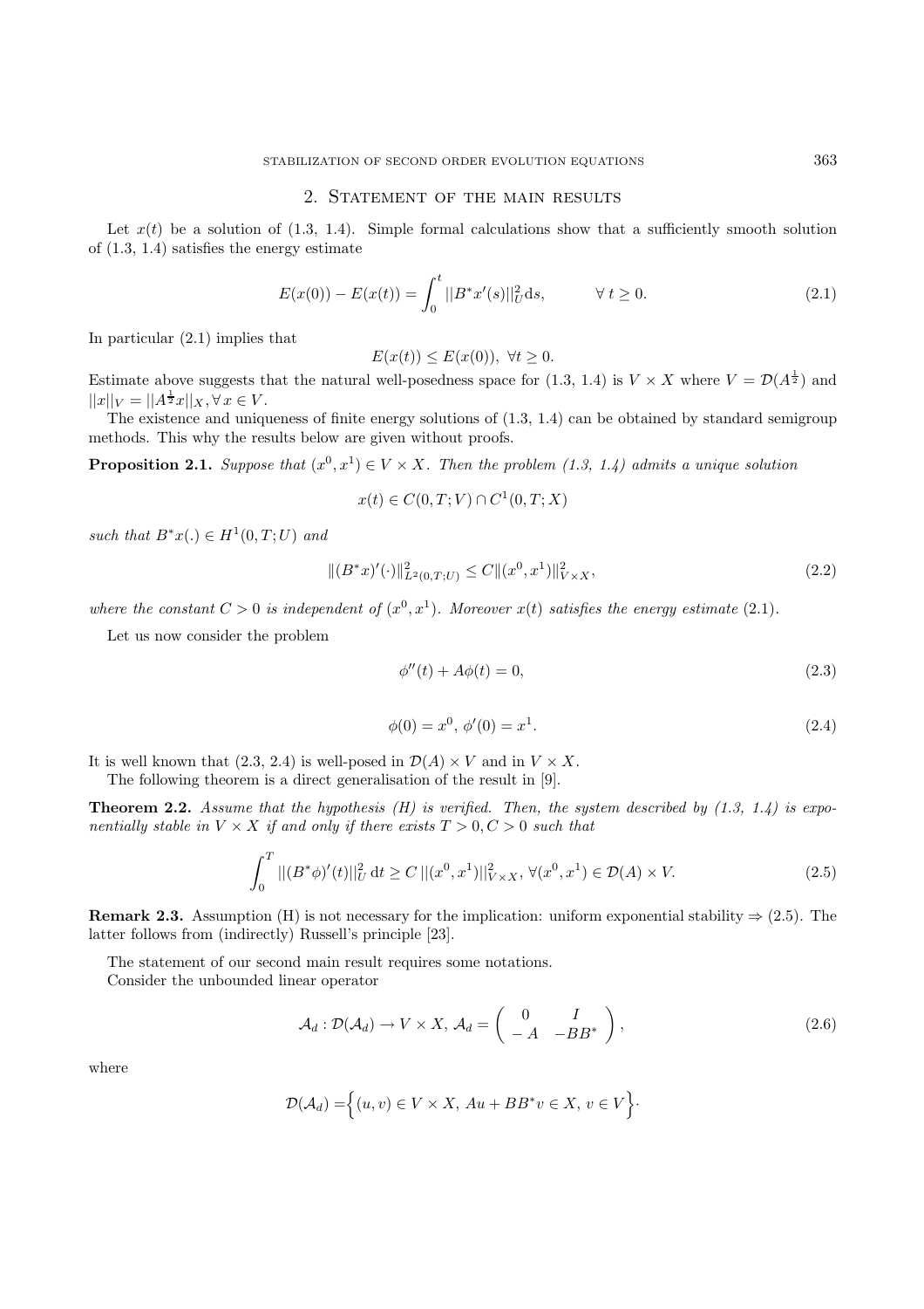## 2. Statement of the main results

Let $x(t)$ be a solution of (1.3, 1.4). Simple formal calculations show that a sufficiently smooth solution of (1.3, 1.4) satisfies the energy estimate

$$E(x(0)) - E(x(t)) = \int_0^t ||B^* x'(s)||_U^2 \mathrm{d}s, \qquad \forall\, t \geq 0. \tag{2.1}$$

In particular (2.1) implies that

$$E(x(t)) \leq E(x(0)), \ \forall t \geq 0.$$

Estimate above suggests that the natural well-posedness space for (1.3, 1.4) is $V \times X$ where $V = \mathcal{D}(A^{\frac{1}{2}})$ and $||x||_V = ||A^{\frac{1}{2}} x||_X, \forall\, x \in V$.

The existence and uniqueness of finite energy solutions of (1.3, 1.4) can be obtained by standard semigroup methods. This why the results below are given without proofs.

**Proposition 2.1.** *Suppose that $(x^0, x^1) \in V \times X$. Then the problem (1.3, 1.4) admits a unique solution*

$$x(t) \in C(0, T; V) \cap C^1(0, T; X)$$

*such that $B^* x(.) \in H^1(0, T; U)$ and*

$$\|(B^* x)'(\cdot)\|_{L^2(0,T;U)}^2 \leq C \|(x^0, x^1)\|_{V \times X}^2, \tag{2.2}$$

*where the constant $C > 0$ is independent of $(x^0, x^1)$. Moreover $x(t)$ satisfies the energy estimate* (2.1).

Let us now consider the problem

$$\phi''(t) + A\phi(t) = 0, \tag{2.3}$$

$$\phi(0) = x^0, \ \phi'(0) = x^1. \tag{2.4}$$

It is well known that (2.3, 2.4) is well-posed in $\mathcal{D}(A) \times V$ and in $V \times X$.

The following theorem is a direct generalisation of the result in [9].

**Theorem 2.2.** *Assume that the hypothesis (H) is verified. Then, the system described by (1.3, 1.4) is exponentially stable in $V \times X$ if and only if there exists $T > 0, C > 0$ such that*

$$\int_0^T ||(B^* \phi)'(t)||_U^2 \,\mathrm{d}t \geq C\, ||(x^0, x^1)||_{V \times X}^2, \ \forall (x^0, x^1) \in \mathcal{D}(A) \times V. \tag{2.5}$$

**Remark 2.3.** Assumption (H) is not necessary for the implication: uniform exponential stability $\Rightarrow$ (2.5). The latter follows from (indirectly) Russell's principle [23].

The statement of our second main result requires some notations.

Consider the unbounded linear operator

$$\mathcal{A}_d : \mathcal{D}(\mathcal{A}_d) \to V \times X, \, \mathcal{A}_d = \begin{pmatrix} 0 & I \\ -A & -BB^* \end{pmatrix}, \tag{2.6}$$

where

$$\mathcal{D}(\mathcal{A}_d) = \Big\{ (u, v) \in V \times X, \ Au + BB^* v \in X, \ v \in V \Big\} \cdot$$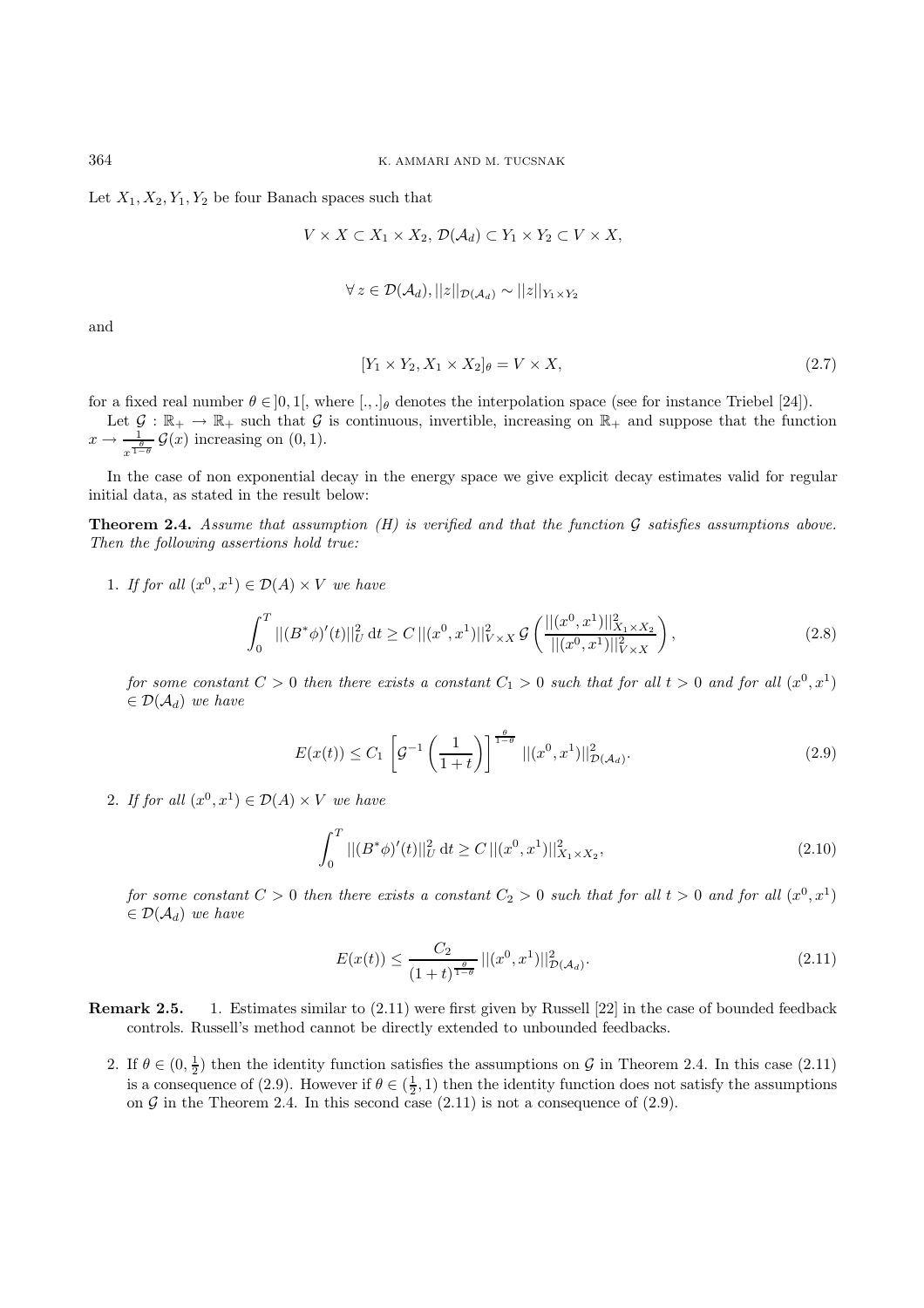Let $X_1, X_2, Y_1, Y_2$ be four Banach spaces such that

$$V \times X \subset X_1 \times X_2,\; \mathcal{D}(\mathcal{A}_d) \subset Y_1 \times Y_2 \subset V \times X,$$

$$\forall\, z \in \mathcal{D}(\mathcal{A}_d), ||z||_{\mathcal{D}(\mathcal{A}_d)} \sim ||z||_{Y_1 \times Y_2}$$

and

$$[Y_1 \times Y_2, X_1 \times X_2]_\theta = V \times X, \tag{2.7}$$

for a fixed real number $\theta \in ]0,1[$, where $[.,.]_\theta$ denotes the interpolation space (see for instance Triebel [24]).

Let $\mathcal{G} : \mathbb{R}_+ \to \mathbb{R}_+$ such that $\mathcal{G}$ is continuous, invertible, increasing on $\mathbb{R}_+$ and suppose that the function $x \to \frac{1}{x^{\frac{\theta}{1-\theta}}}\,\mathcal{G}(x)$ increasing on $(0,1)$.

In the case of non exponential decay in the energy space we give explicit decay estimates valid for regular initial data, as stated in the result below:

**Theorem 2.4.** *Assume that assumption (H) is verified and that the function $\mathcal{G}$ satisfies assumptions above. Then the following assertions hold true:*

1. *If for all $(x^0, x^1) \in \mathcal{D}(A) \times V$ we have*

$$\int_0^T ||(B^*\phi)'(t)||_U^2 \,\mathrm{d}t \geq C\,||(x^0, x^1)||_{V \times X}^2\, \mathcal{G}\left(\frac{||(x^0, x^1)||_{X_1 \times X_2}^2}{||(x^0, x^1)||_{V \times X}^2}\right), \tag{2.8}$$

*for some constant $C > 0$ then there exists a constant $C_1 > 0$ such that for all $t > 0$ and for all $(x^0, x^1) \in \mathcal{D}(\mathcal{A}_d)$ we have*

$$E(x(t)) \leq C_1 \left[\mathcal{G}^{-1}\left(\frac{1}{1+t}\right)\right]^{\frac{\theta}{1-\theta}} ||(x^0, x^1)||_{\mathcal{D}(\mathcal{A}_d)}^2. \tag{2.9}$$

2. *If for all $(x^0, x^1) \in \mathcal{D}(A) \times V$ we have*

$$\int_0^T ||(B^*\phi)'(t)||_U^2 \,\mathrm{d}t \geq C\,||(x^0, x^1)||_{X_1 \times X_2}^2, \tag{2.10}$$

*for some constant $C > 0$ then there exists a constant $C_2 > 0$ such that for all $t > 0$ and for all $(x^0, x^1) \in \mathcal{D}(\mathcal{A}_d)$ we have*

$$E(x(t)) \leq \frac{C_2}{(1+t)^{\frac{\theta}{1-\theta}}}\,||(x^0, x^1)||_{\mathcal{D}(\mathcal{A}_d)}^2. \tag{2.11}$$

**Remark 2.5.**

1. Estimates similar to (2.11) were first given by Russell [22] in the case of bounded feedback controls. Russell's method cannot be directly extended to unbounded feedbacks.
2. If $\theta \in (0, \frac{1}{2})$ then the identity function satisfies the assumptions on $\mathcal{G}$ in Theorem 2.4. In this case (2.11) is a consequence of (2.9). However if $\theta \in (\frac{1}{2}, 1)$ then the identity function does not satisfy the assumptions on $\mathcal{G}$ in the Theorem 2.4. In this second case (2.11) is not a consequence of (2.9).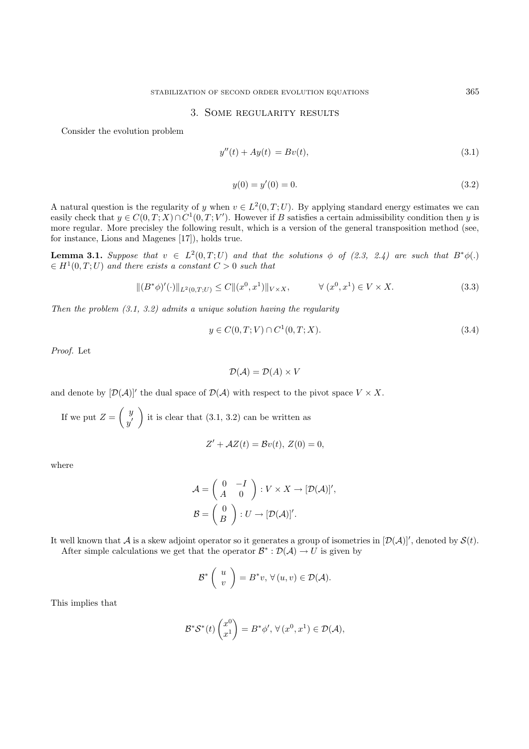## 3. Some regularity results

Consider the evolution problem

$$y''(t) + Ay(t) = Bv(t), \tag{3.1}$$

$$y(0) = y'(0) = 0. \tag{3.2}$$

A natural question is the regularity of $y$ when $v \in L^2(0,T;U)$. By applying standard energy estimates we can easily check that $y \in C(0,T;X) \cap C^1(0,T;V')$. However if $B$ satisfies a certain admissibility condition then $y$ is more regular. More precisley the following result, which is a version of the general transposition method (see, for instance, Lions and Magenes [17]), holds true.

**Lemma 3.1.** *Suppose that $v \in L^2(0,T;U)$ and that the solutions $\phi$ of (2.3, 2.4) are such that $B^*\phi(.) \in H^1(0,T;U)$ and there exists a constant $C > 0$ such that*

$$\|(B^*\phi)'(\cdot)\|_{L^2(0,T;U)} \leq C\|(x^0,x^1)\|_{V\times X}, \qquad \forall\,(x^0,x^1) \in V \times X. \tag{3.3}$$

*Then the problem (3.1, 3.2) admits a unique solution having the regularity*

$$y \in C(0,T;V) \cap C^1(0,T;X). \tag{3.4}$$

*Proof.* Let

$$\mathcal{D}(\mathcal{A}) = \mathcal{D}(A) \times V$$

and denote by $[\mathcal{D}(\mathcal{A})]'$ the dual space of $\mathcal{D}(\mathcal{A})$ with respect to the pivot space $V \times X$.

If we put $Z = \begin{pmatrix} y \\ y' \end{pmatrix}$ it is clear that (3.1, 3.2) can be written as

$$Z' + \mathcal{A}Z(t) = \mathcal{B}v(t),\; Z(0) = 0,$$

where

$$\mathcal{A} = \begin{pmatrix} 0 & -I \\ A & 0 \end{pmatrix} : V \times X \to [\mathcal{D}(\mathcal{A})]',$$

$$\mathcal{B} = \begin{pmatrix} 0 \\ B \end{pmatrix} : U \to [\mathcal{D}(\mathcal{A})]'.$$

It well known that $\mathcal{A}$ is a skew adjoint operator so it generates a group of isometries in $[\mathcal{D}(\mathcal{A})]'$, denoted by $\mathcal{S}(t)$.

After simple calculations we get that the operator $\mathcal{B}^* : \mathcal{D}(\mathcal{A}) \to U$ is given by

$$\mathcal{B}^* \begin{pmatrix} u \\ v \end{pmatrix} = B^*v,\; \forall\,(u,v) \in \mathcal{D}(\mathcal{A}).$$

This implies that

$$\mathcal{B}^*\mathcal{S}^*(t)\begin{pmatrix} x^0 \\ x^1 \end{pmatrix} = B^*\phi',\; \forall\,(x^0,x^1) \in \mathcal{D}(\mathcal{A}),$$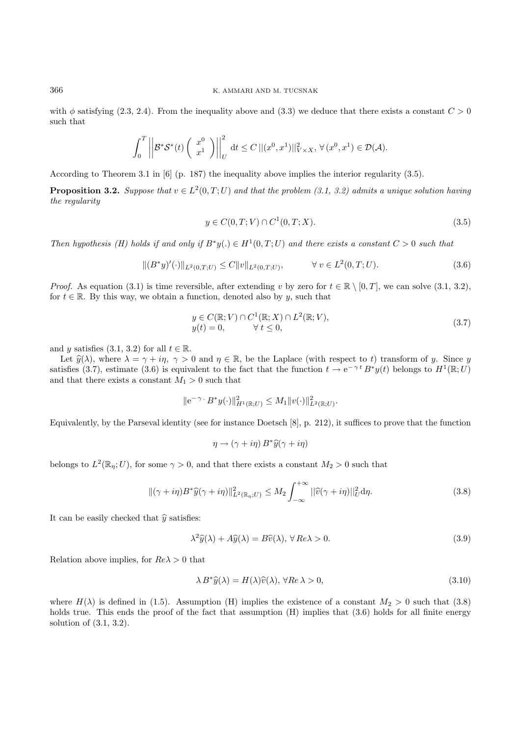with $\phi$ satisfying (2.3, 2.4). From the inequality above and (3.3) we deduce that there exists a constant $C > 0$ such that

$$\int_0^T \left|\left| \mathcal{B}^* \mathcal{S}^*(t) \begin{pmatrix} x^0 \\ x^1 \end{pmatrix} \right|\right|_U^2 \mathrm{d}t \leq C \, ||(x^0, x^1)||_{V \times X}^2, \; \forall \, (x^0, x^1) \in \mathcal{D}(\mathcal{A}).$$

According to Theorem 3.1 in [6] (p. 187) the inequality above implies the interior regularity (3.5).

**Proposition 3.2.** *Suppose that $v \in L^2(0, T; U)$ and that the problem (3.1, 3.2) admits a unique solution having the regularity*

$$y \in C(0, T; V) \cap C^1(0, T; X). \tag{3.5}$$

*Then hypothesis (H) holds if and only if $B^* y(.) \in H^1(0, T; U)$ and there exists a constant $C > 0$ such that*

$$\|(B^* y)'(\cdot)\|_{L^2(0,T;U)} \leq C \|v\|_{L^2(0,T;U)}, \qquad \forall \, v \in L^2(0, T; U). \tag{3.6}$$

*Proof.* As equation (3.1) is time reversible, after extending $v$ by zero for $t \in \mathbb{R} \setminus [0, T]$, we can solve (3.1, 3.2), for $t \in \mathbb{R}$. By this way, we obtain a function, denoted also by $y$, such that

$$\begin{aligned} & y \in C(\mathbb{R}; V) \cap C^1(\mathbb{R}; X) \cap L^2(\mathbb{R}; V), \\ & y(t) = 0, \qquad \forall \, t \leq 0, \end{aligned} \tag{3.7}$$

and $y$ satisfies (3.1, 3.2) for all $t \in \mathbb{R}$.

Let $\widehat{y}(\lambda)$, where $\lambda = \gamma + i\eta$, $\gamma > 0$ and $\eta \in \mathbb{R}$, be the Laplace (with respect to $t$) transform of $y$. Since $y$ satisfies (3.7), estimate (3.6) is equivalent to the fact that the function $t \to \mathrm{e}^{-\gamma t} B^* y(t)$ belongs to $H^1(\mathbb{R}; U)$ and that there exists a constant $M_1 > 0$ such that

$$\|\mathrm{e}^{-\gamma \cdot} B^* y(\cdot)\|_{H^1(\mathbb{R};U)}^2 \leq M_1 \|v(\cdot)\|_{L^2(\mathbb{R};U)}^2.$$

Equivalently, by the Parseval identity (see for instance Doetsch [8], p. 212), it suffices to prove that the function

$$\eta \to (\gamma + i\eta) \, B^* \widehat{y}(\gamma + i\eta)$$

belongs to $L^2(\mathbb{R}_\eta; U)$, for some $\gamma > 0$, and that there exists a constant $M_2 > 0$ such that

$$\|(\gamma + i\eta) B^* \widehat{y}(\gamma + i\eta)\|_{L^2(\mathbb{R}_\eta;U)}^2 \leq M_2 \int_{-\infty}^{+\infty} ||\widehat{v}(\gamma + i\eta)||_U^2 \mathrm{d}\eta. \tag{3.8}$$

It can be easily checked that $\widehat{y}$ satisfies:

$$\lambda^2 \widehat{y}(\lambda) + A \widehat{y}(\lambda) = B \widehat{v}(\lambda), \, \forall \, Re\lambda > 0. \tag{3.9}$$

Relation above implies, for $Re\lambda > 0$ that

$$\lambda \, B^* \widehat{y}(\lambda) = H(\lambda) \widehat{v}(\lambda), \, \forall Re \, \lambda > 0, \tag{3.10}$$

where $H(\lambda)$ is defined in (1.5). Assumption (H) implies the existence of a constant $M_2 > 0$ such that (3.8) holds true. This ends the proof of the fact that assumption (H) implies that (3.6) holds for all finite energy solution of (3.1, 3.2).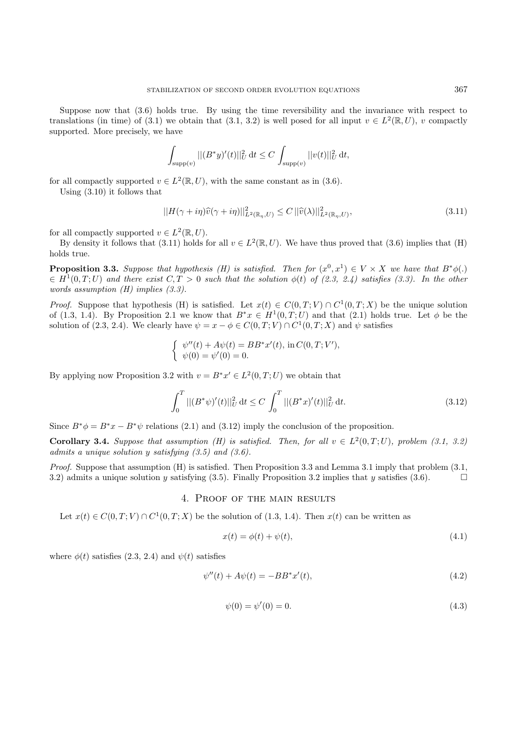Suppose now that (3.6) holds true. By using the time reversibility and the invariance with respect to translations (in time) of (3.1) we obtain that (3.1, 3.2) is well posed for all input $v \in L^2(\mathbb{R}, U)$, $v$ compactly supported. More precisely, we have

$$\int_{\mathrm{supp}(v)} ||(B^*y)'(t)||_U^2 \, \mathrm{d}t \leq C \int_{\mathrm{supp}(v)} ||v(t)||_U^2 \, \mathrm{d}t,$$

for all compactly supported $v \in L^2(\mathbb{R}, U)$, with the same constant as in (3.6).

Using (3.10) it follows that

$$||H(\gamma + i\eta)\widehat{v}(\gamma + i\eta)||^2_{L^2(\mathbb{R}_\eta, U)} \leq C \, ||\widehat{v}(\lambda)||^2_{L^2(\mathbb{R}_\eta, U)}, \tag{3.11}$$

for all compactly supported $v \in L^2(\mathbb{R}, U)$.

By density it follows that (3.11) holds for all $v \in L^2(\mathbb{R}, U)$. We have thus proved that (3.6) implies that (H) holds true.

**Proposition 3.3.** *Suppose that hypothesis (H) is satisfied. Then for $(x^0, x^1) \in V \times X$ we have that $B^*\phi(.) \in H^1(0, T; U)$ and there exist $C, T > 0$ such that the solution $\phi(t)$ of (2.3, 2.4) satisfies (3.3). In the other words assumption (H) implies (3.3).*

*Proof.* Suppose that hypothesis (H) is satisfied. Let $x(t) \in C(0, T; V) \cap C^1(0, T; X)$ be the unique solution of (1.3, 1.4). By Proposition 2.1 we know that $B^*x \in H^1(0, T; U)$ and that (2.1) holds true. Let $\phi$ be the solution of (2.3, 2.4). We clearly have $\psi = x - \phi \in C(0, T; V) \cap C^1(0, T; X)$ and $\psi$ satisfies

$$\begin{cases} \psi''(t) + A\psi(t) = BB^*x'(t), \text{ in } C(0, T; V'), \\ \psi(0) = \psi'(0) = 0. \end{cases}$$

By applying now Proposition 3.2 with $v = B^*x' \in L^2(0, T; U)$ we obtain that

$$\int_0^T ||(B^*\psi)'(t)||_U^2 \, \mathrm{d}t \leq C \int_0^T ||(B^*x)'(t)||_U^2 \, \mathrm{d}t. \tag{3.12}$$

Since $B^*\phi = B^*x - B^*\psi$ relations (2.1) and (3.12) imply the conclusion of the proposition.

**Corollary 3.4.** *Suppose that assumption (H) is satisfied. Then, for all $v \in L^2(0, T; U)$, problem (3.1, 3.2) admits a unique solution $y$ satisfying (3.5) and (3.6).*

*Proof.* Suppose that assumption (H) is satisfied. Then Proposition 3.3 and Lemma 3.1 imply that problem (3.1, 3.2) admits a unique solution $y$ satisfying (3.5). Finally Proposition 3.2 implies that $y$ satisfies (3.6). □

## 4. Proof of the main results

Let $x(t) \in C(0, T; V) \cap C^1(0, T; X)$ be the solution of (1.3, 1.4). Then $x(t)$ can be written as

$$x(t) = \phi(t) + \psi(t), \tag{4.1}$$

where $\phi(t)$ satisfies (2.3, 2.4) and $\psi(t)$ satisfies

$$\psi''(t) + A\psi(t) = -BB^*x'(t), \tag{4.2}$$

$$\psi(0) = \psi'(0) = 0. \tag{4.3}$$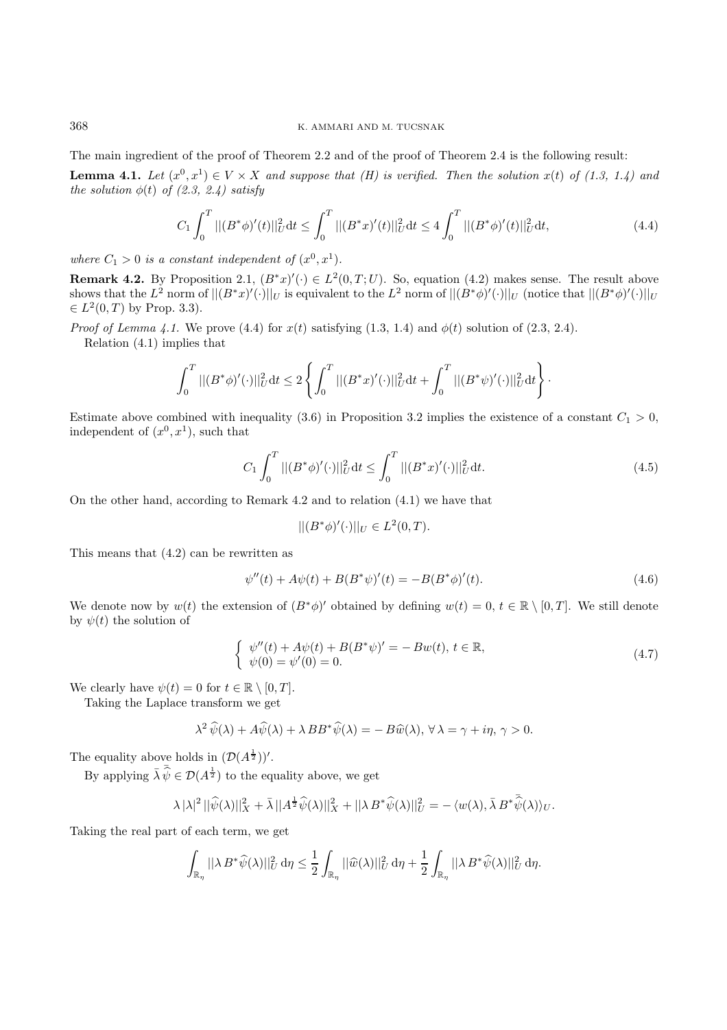The main ingredient of the proof of Theorem 2.2 and of the proof of Theorem 2.4 is the following result:

**Lemma 4.1.** *Let $(x^0, x^1) \in V \times X$ and suppose that (H) is verified. Then the solution $x(t)$ of (1.3, 1.4) and the solution $\phi(t)$ of (2.3, 2.4) satisfy*

$$C_1 \int_0^T ||(B^*\phi)'(t)||_U^2 \mathrm{d}t \leq \int_0^T ||(B^*x)'(t)||_U^2 \mathrm{d}t \leq 4 \int_0^T ||(B^*\phi)'(t)||_U^2 \mathrm{d}t, \tag{4.4}$$

*where $C_1 > 0$ is a constant independent of $(x^0, x^1)$.*

**Remark 4.2.** By Proposition 2.1, $(B^*x)'(\cdot) \in L^2(0,T;U)$. So, equation (4.2) makes sense. The result above shows that the $L^2$ norm of $||(B^*x)'(\cdot)||_U$ is equivalent to the $L^2$ norm of $||(B^*\phi)'(\cdot)||_U$ (notice that $||(B^*\phi)'(\cdot)||_U \in L^2(0,T)$ by Prop. 3.3).

*Proof of Lemma 4.1.* We prove (4.4) for $x(t)$ satisfying (1.3, 1.4) and $\phi(t)$ solution of (2.3, 2.4).

Relation (4.1) implies that

$$\int_0^T ||(B^*\phi)'(\cdot)||_U^2 \mathrm{d}t \leq 2 \left\{ \int_0^T ||(B^*x)'(\cdot)||_U^2 \mathrm{d}t + \int_0^T ||(B^*\psi)'(\cdot)||_U^2 \mathrm{d}t \right\} \cdot$$

Estimate above combined with inequality (3.6) in Proposition 3.2 implies the existence of a constant $C_1 > 0$, independent of $(x^0, x^1)$, such that

$$C_1 \int_0^T ||(B^*\phi)'(\cdot)||_U^2 \mathrm{d}t \leq \int_0^T ||(B^*x)'(\cdot)||_U^2 \mathrm{d}t. \tag{4.5}$$

On the other hand, according to Remark 4.2 and to relation (4.1) we have that

$$||(B^*\phi)'(\cdot)||_U \in L^2(0,T).$$

This means that (4.2) can be rewritten as

$$\psi''(t) + A\psi(t) + B(B^*\psi)'(t) = -B(B^*\phi)'(t). \tag{4.6}$$

We denote now by $w(t)$ the extension of $(B^*\phi)'$ obtained by defining $w(t) = 0$, $t \in \mathbb{R} \setminus [0,T]$. We still denote by $\psi(t)$ the solution of

$$\begin{cases} \psi''(t) + A\psi(t) + B(B^*\psi)' = -Bw(t), \, t \in \mathbb{R}, \\ \psi(0) = \psi'(0) = 0. \end{cases} \tag{4.7}$$

We clearly have $\psi(t) = 0$ for $t \in \mathbb{R} \setminus [0,T]$.

Taking the Laplace transform we get

$$\lambda^2 \,\widehat{\psi}(\lambda) + A\widehat{\psi}(\lambda) + \lambda \, BB^*\widehat{\psi}(\lambda) = -\, B\widehat{w}(\lambda), \, \forall \, \lambda = \gamma + i\eta, \, \gamma > 0.$$

The equality above holds in $(\mathcal{D}(A^{\frac{1}{2}}))'$.

By applying $\bar{\lambda}\,\bar{\widehat{\psi}} \in \mathcal{D}(A^{\frac{1}{2}})$ to the equality above, we get

$$\lambda \, |\lambda|^2 \, ||\widehat{\psi}(\lambda)||_X^2 + \bar{\lambda} \, ||A^{\frac{1}{2}}\widehat{\psi}(\lambda)||_X^2 + ||\lambda \, B^*\widehat{\psi}(\lambda)||_U^2 = -\, \langle w(\lambda), \bar{\lambda} \, B^*\bar{\widehat{\psi}}(\lambda)\rangle_U.$$

Taking the real part of each term, we get

$$\int_{\mathbb{R}_\eta} ||\lambda \, B^*\widehat{\psi}(\lambda)||_U^2 \, \mathrm{d}\eta \leq \frac{1}{2} \int_{\mathbb{R}_\eta} ||\widehat{w}(\lambda)||_U^2 \, \mathrm{d}\eta + \frac{1}{2} \int_{\mathbb{R}_\eta} ||\lambda \, B^*\widehat{\psi}(\lambda)||_U^2 \, \mathrm{d}\eta.$$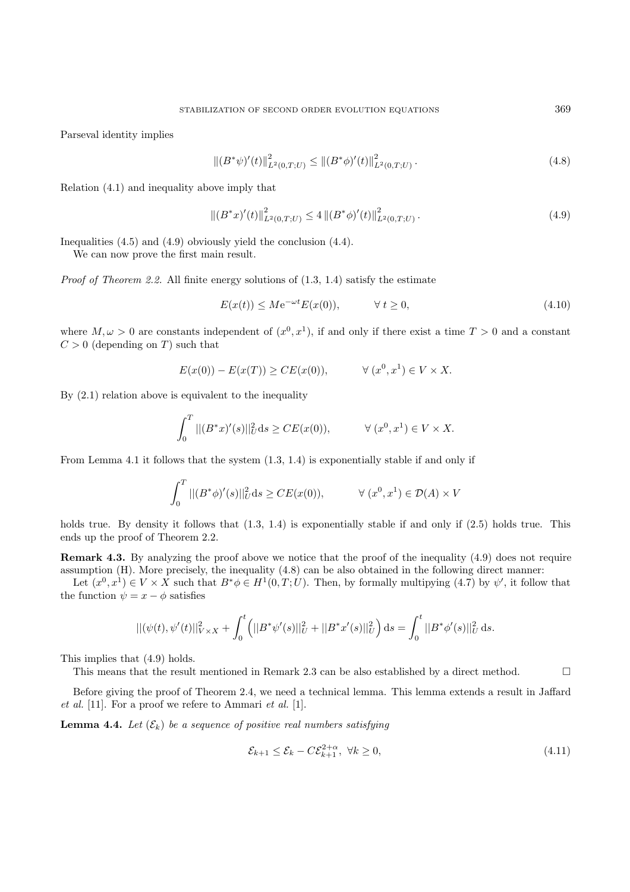Parseval identity implies

$$\|(B^*\psi)'(t)\|^2_{L^2(0,T;U)} \leq \|(B^*\phi)'(t)\|^2_{L^2(0,T;U)}\,. \tag{4.8}$$

Relation (4.1) and inequality above imply that

$$\|(B^*x)'(t)\|^2_{L^2(0,T;U)} \leq 4\,\|(B^*\phi)'(t)\|^2_{L^2(0,T;U)}\,. \tag{4.9}$$

Inequalities (4.5) and (4.9) obviously yield the conclusion (4.4).

We can now prove the first main result.

*Proof of Theorem 2.2.* All finite energy solutions of (1.3, 1.4) satisfy the estimate

$$E(x(t)) \leq M\mathrm{e}^{-\omega t}E(x(0)), \qquad \forall\, t \geq 0, \tag{4.10}$$

where $M, \omega > 0$ are constants independent of $(x^0, x^1)$, if and only if there exist a time $T > 0$ and a constant $C > 0$ (depending on $T$) such that

$$E(x(0)) - E(x(T)) \geq CE(x(0)), \qquad \forall\,(x^0, x^1) \in V \times X.$$

By (2.1) relation above is equivalent to the inequality

$$\int_0^T ||(B^*x)'(s)||^2_U \mathrm{d}s \geq CE(x(0)), \qquad \forall\,(x^0, x^1) \in V \times X.$$

From Lemma 4.1 it follows that the system (1.3, 1.4) is exponentially stable if and only if

$$\int_0^T ||(B^*\phi)'(s)||^2_U \mathrm{d}s \geq CE(x(0)), \qquad \forall\,(x^0, x^1) \in \mathcal{D}(A) \times V$$

holds true. By density it follows that (1.3, 1.4) is exponentially stable if and only if (2.5) holds true. This ends up the proof of Theorem 2.2.

**Remark 4.3.** By analyzing the proof above we notice that the proof of the inequality (4.9) does not require assumption (H). More precisely, the inequality (4.8) can be also obtained in the following direct manner:

Let $(x^0, x^1) \in V \times X$ such that $B^*\phi \in H^1(0, T; U)$. Then, by formally multipying (4.7) by $\psi'$, it follow that the function $\psi = x - \phi$ satisfies

$$||(\psi(t), \psi'(t)||^2_{V\times X} + \int_0^t \Big(||B^*\psi'(s)||^2_U + ||B^*x'(s)||^2_U\Big)\,\mathrm{d}s = \int_0^t ||B^*\phi'(s)||^2_U\,\mathrm{d}s.$$

This implies that (4.9) holds.

This means that the result mentioned in Remark 2.3 can be also established by a direct method. $\square$

Before giving the proof of Theorem 2.4, we need a technical lemma. This lemma extends a result in Jaffard *et al.* [11]. For a proof we refere to Ammari *et al.* [1].

**Lemma 4.4.** *Let $(\mathcal{E}_k)$ be a sequence of positive real numbers satisfying*

$$\mathcal{E}_{k+1} \leq \mathcal{E}_k - C\mathcal{E}^{2+\alpha}_{k+1}, \;\; \forall k \geq 0, \tag{4.11}$$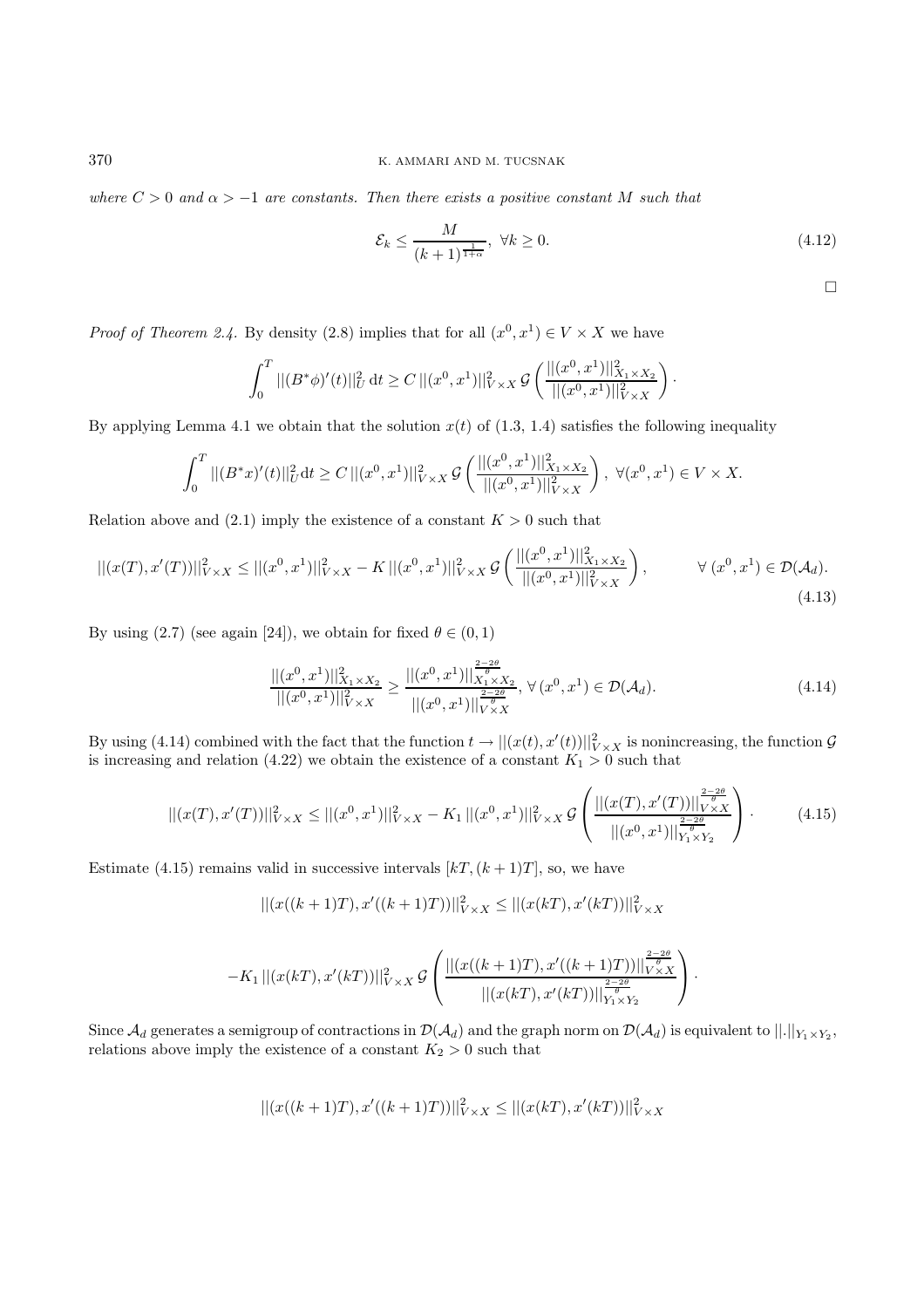*where $C > 0$ and $\alpha > -1$ are constants. Then there exists a positive constant $M$ such that*

$$\mathcal{E}_k \leq \frac{M}{(k+1)^{\frac{1}{1+\alpha}}}, \; \forall k \geq 0. \tag{4.12}$$

□

*Proof of Theorem 2.4.* By density (2.8) implies that for all $(x^0, x^1) \in V \times X$ we have

$$\int_0^T ||(B^*\phi)'(t)||_U^2 \, \mathrm{d}t \geq C \, ||(x^0, x^1)||_{V \times X}^2 \, \mathcal{G}\left( \frac{||(x^0, x^1)||_{X_1 \times X_2}^2}{||(x^0, x^1)||_{V \times X}^2} \right).$$

By applying Lemma 4.1 we obtain that the solution $x(t)$ of (1.3, 1.4) satisfies the following inequality

$$\int_0^T ||(B^*x)'(t)||_U^2 \mathrm{d}t \geq C \, ||(x^0, x^1)||_{V \times X}^2 \, \mathcal{G}\left( \frac{||(x^0, x^1)||_{X_1 \times X_2}^2}{||(x^0, x^1)||_{V \times X}^2} \right), \; \forall (x^0, x^1) \in V \times X.$$

Relation above and (2.1) imply the existence of a constant $K > 0$ such that

$$||(x(T), x'(T))||_{V \times X}^2 \leq ||(x^0, x^1)||_{V \times X}^2 - K \, ||(x^0, x^1)||_{V \times X}^2 \, \mathcal{G}\left( \frac{||(x^0, x^1)||_{X_1 \times X_2}^2}{||(x^0, x^1)||_{V \times X}^2} \right), \qquad \forall \, (x^0, x^1) \in \mathcal{D}(\mathcal{A}_d). \tag{4.13}$$

By using (2.7) (see again [24]), we obtain for fixed $\theta \in (0, 1)$

$$\frac{||(x^0, x^1)||_{X_1 \times X_2}^2}{||(x^0, x^1)||_{V \times X}^2} \geq \frac{||(x^0, x^1)||_{X_1 \times X_2}^{\frac{2-2\theta}{\theta}}}{||(x^0, x^1)||_{V \times X}^{\frac{2-2\theta}{\theta}}}, \; \forall \, (x^0, x^1) \in \mathcal{D}(\mathcal{A}_d). \tag{4.14}$$

By using (4.14) combined with the fact that the function $t \to ||(x(t), x'(t))||_{V \times X}^2$ is nonincreasing, the function $\mathcal{G}$ is increasing and relation (4.22) we obtain the existence of a constant $K_1 > 0$ such that

$$||(x(T), x'(T))||_{V \times X}^2 \leq ||(x^0, x^1)||_{V \times X}^2 - K_1 \, ||(x^0, x^1)||_{V \times X}^2 \, \mathcal{G}\left( \frac{||(x(T), x'(T))||_{V \times X}^{\frac{2-2\theta}{\theta}}}{||(x^0, x^1)||_{Y_1 \times Y_2}^{\frac{2-2\theta}{\theta}}} \right). \tag{4.15}$$

Estimate (4.15) remains valid in successive intervals $[kT, (k+1)T]$, so, we have

$$||(x((k+1)T), x'((k+1)T))||_{V \times X}^2 \leq ||(x(kT), x'(kT))||_{V \times X}^2$$

$$-K_1 \, ||(x(kT), x'(kT))||_{V \times X}^2 \, \mathcal{G}\left( \frac{||(x((k+1)T), x'((k+1)T))||_{V \times X}^{\frac{2-2\theta}{\theta}}}{||(x(kT), x'(kT))||_{Y_1 \times Y_2}^{\frac{2-2\theta}{\theta}}} \right).$$

Since $\mathcal{A}_d$ generates a semigroup of contractions in $\mathcal{D}(\mathcal{A}_d)$ and the graph norm on $\mathcal{D}(\mathcal{A}_d)$ is equivalent to $||.||_{Y_1 \times Y_2}$, relations above imply the existence of a constant $K_2 > 0$ such that

$$||(x((k+1)T), x'((k+1)T))||_{V \times X}^2 \leq ||(x(kT), x'(kT))||_{V \times X}^2$$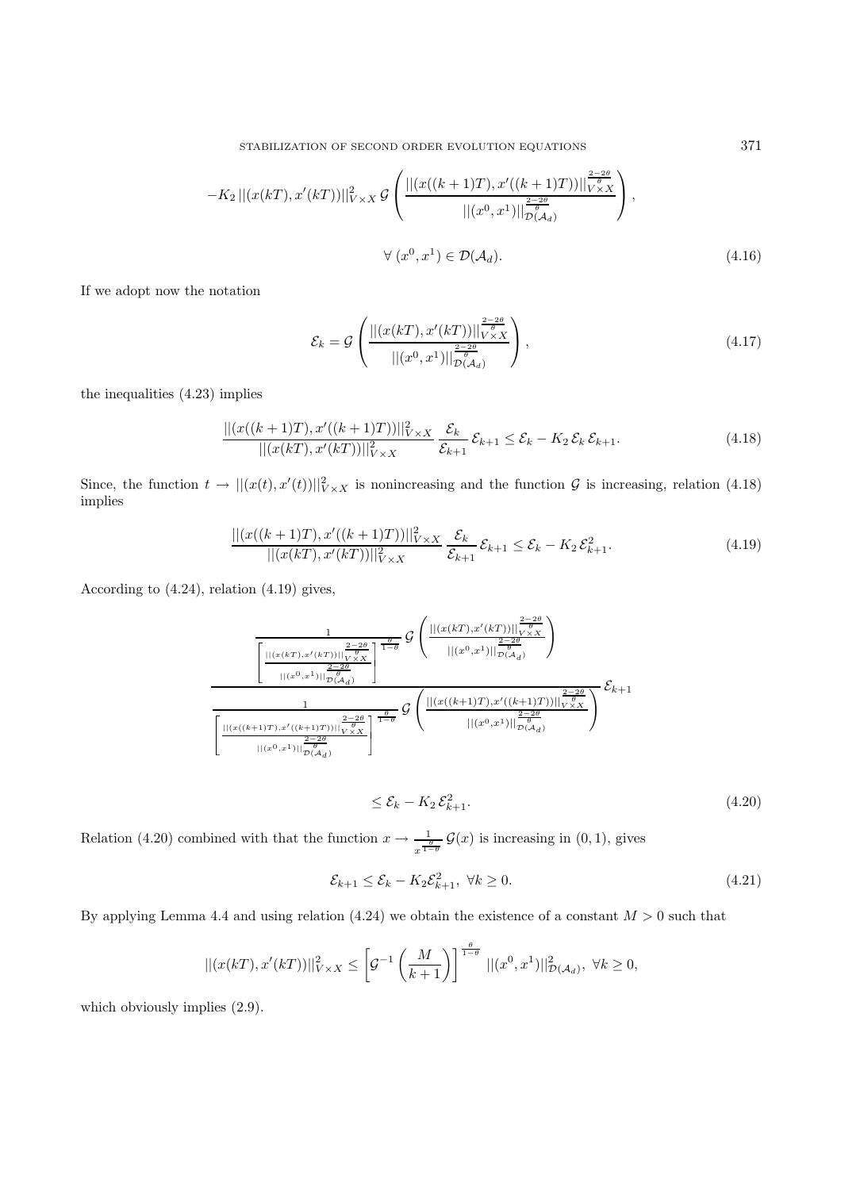$$
-K_2\, ||(x(kT), x'(kT))||^2_{V\times X}\, \mathcal{G}\left( \frac{||(x((k+1)T), x'((k+1)T))||^{\frac{2-2\theta}{\theta}}_{V\times X}}{||(x^0, x^1)||^{\frac{2-2\theta}{\theta}}_{\mathcal{D}(\mathcal{A}_d)}} \right),
$$

$$
\forall\, (x^0, x^1) \in \mathcal{D}(\mathcal{A}_d). \tag{4.16}
$$

If we adopt now the notation

$$
\mathcal{E}_k = \mathcal{G}\left( \frac{||(x(kT), x'(kT))||^{\frac{2-2\theta}{\theta}}_{V\times X}}{||(x^0, x^1)||^{\frac{2-2\theta}{\theta}}_{\mathcal{D}(\mathcal{A}_d)}} \right), \tag{4.17}
$$

the inequalities (4.23) implies

$$
\frac{||(x((k+1)T), x'((k+1)T))||^2_{V\times X}}{||(x(kT), x'(kT))||^2_{V\times X}}\, \frac{\mathcal{E}_k}{\mathcal{E}_{k+1}}\, \mathcal{E}_{k+1} \leq \mathcal{E}_k - K_2\, \mathcal{E}_k\, \mathcal{E}_{k+1}. \tag{4.18}
$$

Since, the function $t \to ||(x(t), x'(t))||^2_{V\times X}$ is nonincreasing and the function $\mathcal{G}$ is increasing, relation (4.18) implies

$$
\frac{||(x((k+1)T), x'((k+1)T))||^2_{V\times X}}{||(x(kT), x'(kT))||^2_{V\times X}}\, \frac{\mathcal{E}_k}{\mathcal{E}_{k+1}}\, \mathcal{E}_{k+1} \leq \mathcal{E}_k - K_2\, \mathcal{E}^2_{k+1}. \tag{4.19}
$$

According to (4.24), relation (4.19) gives,

$$
\frac{\dfrac{1}{\left[\dfrac{||(x(kT), x'(kT))||^{\frac{2-2\theta}{\theta}}_{V\times X}}{||(x^0, x^1)||^{\frac{2-2\theta}{\theta}}_{\mathcal{D}(\mathcal{A}_d)}}\right]^{\frac{\theta}{1-\theta}}}\, \mathcal{G}\left( \dfrac{||(x(kT), x'(kT))||^{\frac{2-2\theta}{\theta}}_{V\times X}}{||(x^0, x^1)||^{\frac{2-2\theta}{\theta}}_{\mathcal{D}(\mathcal{A}_d)}} \right)}{\dfrac{1}{\left[\dfrac{||(x((k+1)T), x'((k+1)T))||^{\frac{2-2\theta}{\theta}}_{V\times X}}{||(x^0, x^1)||^{\frac{2-2\theta}{\theta}}_{\mathcal{D}(\mathcal{A}_d)}}\right]^{\frac{\theta}{1-\theta}}}\, \mathcal{G}\left( \dfrac{||(x((k+1)T), x'((k+1)T))||^{\frac{2-2\theta}{\theta}}_{V\times X}}{||(x^0, x^1)||^{\frac{2-2\theta}{\theta}}_{\mathcal{D}(\mathcal{A}_d)}} \right)}\, \mathcal{E}_{k+1}
$$

$$
\leq \mathcal{E}_k - K_2\, \mathcal{E}^2_{k+1}. \tag{4.20}
$$

Relation (4.20) combined with that the function $x \to \frac{1}{x^{\frac{\theta}{1-\theta}}}\, \mathcal{G}(x)$ is increasing in $(0, 1)$, gives

$$
\mathcal{E}_{k+1} \leq \mathcal{E}_k - K_2 \mathcal{E}^2_{k+1}, \ \forall k \geq 0. \tag{4.21}
$$

By applying Lemma 4.4 and using relation (4.24) we obtain the existence of a constant $M > 0$ such that

$$
||(x(kT), x'(kT))||^2_{V\times X} \leq \left[ \mathcal{G}^{-1}\left(\frac{M}{k+1}\right) \right]^{\frac{\theta}{1-\theta}} ||(x^0, x^1)||^2_{\mathcal{D}(\mathcal{A}_d)}, \ \forall k \geq 0,
$$

which obviously implies (2.9).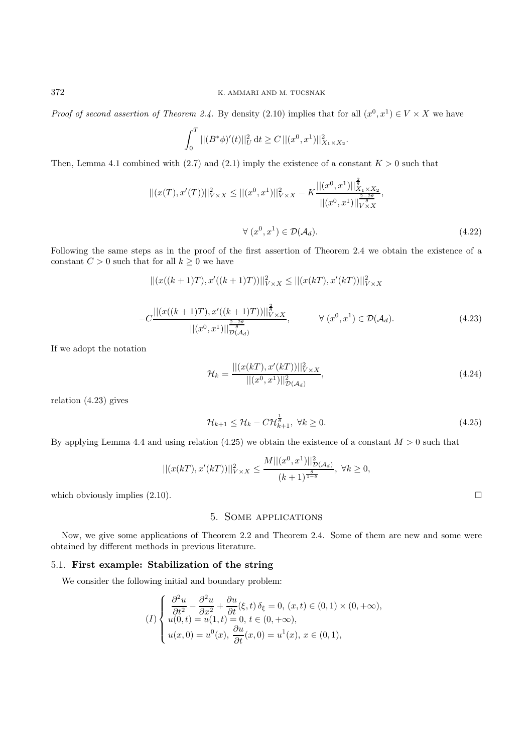*Proof of second assertion of Theorem 2.4.* By density (2.10) implies that for all $(x^0, x^1) \in V \times X$ we have

$$\int_0^T ||(B^*\phi)'(t)||_U^2 \, \mathrm{d}t \geq C \, ||(x^0, x^1)||^2_{X_1 \times X_2}.$$

Then, Lemma 4.1 combined with (2.7) and (2.1) imply the existence of a constant $K > 0$ such that

$$||(x(T), x'(T))||^2_{V \times X} \leq ||(x^0, x^1)||^2_{V \times X} - K \frac{||(x^0, x^1)||^{\frac{2}{\theta}}_{X_1 \times X_2}}{||(x^0, x^1)||^{\frac{2-2\theta}{\theta}}_{V \times X}},$$

$$\forall \, (x^0, x^1) \in \mathcal{D}(\mathcal{A}_d). \tag{4.22}$$

Following the same steps as in the proof of the first assertion of Theorem 2.4 we obtain the existence of a constant $C > 0$ such that for all $k \geq 0$ we have

$$||(x((k+1)T), x'((k+1)T))||^2_{V \times X} \leq ||(x(kT), x'(kT))||^2_{V \times X}$$

$$-C \frac{||(x((k+1)T), x'((k+1)T))||^{\frac{2}{\theta}}_{V \times X}}{||(x^0, x^1)||^{\frac{2-2\theta}{\theta}}_{\mathcal{D}(\mathcal{A}_d)}}, \qquad \forall \, (x^0, x^1) \in \mathcal{D}(\mathcal{A}_d). \tag{4.23}$$

If we adopt the notation

$$\mathcal{H}_k = \frac{||(x(kT), x'(kT))||^2_{V \times X}}{||(x^0, x^1)||^2_{\mathcal{D}(\mathcal{A}_d)}}, \tag{4.24}$$

relation (4.23) gives

$$\mathcal{H}_{k+1} \leq \mathcal{H}_k - C \mathcal{H}^{\frac{1}{\theta}}_{k+1}, \ \forall k \geq 0. \tag{4.25}$$

By applying Lemma 4.4 and using relation (4.25) we obtain the existence of a constant $M > 0$ such that

$$||(x(kT), x'(kT))||^2_{V \times X} \leq \frac{M ||(x^0, x^1)||^2_{\mathcal{D}(\mathcal{A}_d)}}{(k+1)^{\frac{\theta}{1-\theta}}}, \ \forall k \geq 0,$$

which obviously implies (2.10). □

## 5. Some applications

Now, we give some applications of Theorem 2.2 and Theorem 2.4. Some of them are new and some were obtained by different methods in previous literature.

### 5.1. **First example: Stabilization of the string**

We consider the following initial and boundary problem:

$$(I) \begin{cases} \dfrac{\partial^2 u}{\partial t^2} - \dfrac{\partial^2 u}{\partial x^2} + \dfrac{\partial u}{\partial t}(\xi, t) \, \delta_\xi = 0, \ (x, t) \in (0,1) \times (0, +\infty), \\ u(0, t) = u(1, t) = 0, \ t \in (0, +\infty), \\ u(x, 0) = u^0(x), \ \dfrac{\partial u}{\partial t}(x, 0) = u^1(x), \ x \in (0,1), \end{cases}$$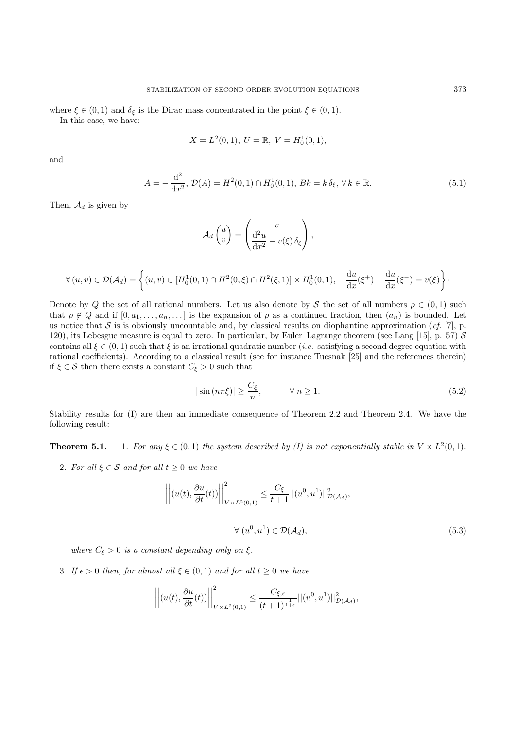where $\xi \in (0,1)$ and $\delta_\xi$ is the Dirac mass concentrated in the point $\xi \in (0,1)$.

In this case, we have:

$$X = L^2(0,1),\ U = \mathbb{R},\ V = H_0^1(0,1),$$

and

$$A = -\frac{\mathrm{d}^2}{\mathrm{d}x^2},\ \mathcal{D}(A) = H^2(0,1) \cap H_0^1(0,1),\ Bk = k\,\delta_\xi,\ \forall\, k \in \mathbb{R}. \tag{5.1}$$

Then, $\mathcal{A}_d$ is given by

$$\mathcal{A}_d \begin{pmatrix} u \\ v \end{pmatrix} = \begin{pmatrix} v \\ \dfrac{\mathrm{d}^2 u}{\mathrm{d}x^2} - v(\xi)\,\delta_\xi \end{pmatrix},$$

$$\forall\,(u,v) \in \mathcal{D}(\mathcal{A}_d) = \left\{ (u,v) \in [H_0^1(0,1) \cap H^2(0,\xi) \cap H^2(\xi,1)] \times H_0^1(0,1), \quad \frac{\mathrm{d}u}{\mathrm{d}x}(\xi^+) - \frac{\mathrm{d}u}{\mathrm{d}x}(\xi^-) = v(\xi) \right\}.$$

Denote by $Q$ the set of all rational numbers. Let us also denote by $\mathcal{S}$ the set of all numbers $\rho \in (0,1)$ such that $\rho \notin Q$ and if $[0, a_1, \ldots, a_n, \ldots]$ is the expansion of $\rho$ as a continued fraction, then $(a_n)$ is bounded. Let us notice that $\mathcal{S}$ is is obviously uncountable and, by classical results on diophantine approximation (*cf.* [7], p. 120), its Lebesgue measure is equal to zero. In particular, by Euler–Lagrange theorem (see Lang [15], p. 57) $\mathcal{S}$ contains all $\xi \in (0,1)$ such that $\xi$ is an irrational quadratic number (*i.e.* satisfying a second degree equation with rational coefficients). According to a classical result (see for instance Tucsnak [25] and the references therein) if $\xi \in \mathcal{S}$ then there exists a constant $C_\xi > 0$ such that

$$|\sin(n\pi\xi)| \geq \frac{C_\xi}{n}, \qquad \forall\, n \geq 1. \tag{5.2}$$

Stability results for (I) are then an immediate consequence of Theorem 2.2 and Theorem 2.4. We have the following result:

**Theorem 5.1.** 1. *For any $\xi \in (0,1)$ the system described by (I) is not exponentially stable in $V \times L^2(0,1)$.*

2. *For all $\xi \in \mathcal{S}$ and for all $t \geq 0$ we have*

$$\left|\left|(u(t), \frac{\partial u}{\partial t}(t))\right|\right|^2_{V \times L^2(0,1)} \leq \frac{C_\xi}{t+1} ||(u^0, u^1)||^2_{\mathcal{D}(\mathcal{A}_d)},$$

$$\forall\,(u^0, u^1) \in \mathcal{D}(\mathcal{A}_d), \tag{5.3}$$

*where $C_\xi > 0$ is a constant depending only on $\xi$.*

3. *If $\epsilon > 0$ then, for almost all $\xi \in (0,1)$ and for all $t \geq 0$ we have*

$$\left|\left|(u(t), \frac{\partial u}{\partial t}(t))\right|\right|^2_{V \times L^2(0,1)} \leq \frac{C_{\xi,\epsilon}}{(t+1)^{\frac{1}{1+\epsilon}}} ||(u^0, u^1)||^2_{\mathcal{D}(\mathcal{A}_d)},$$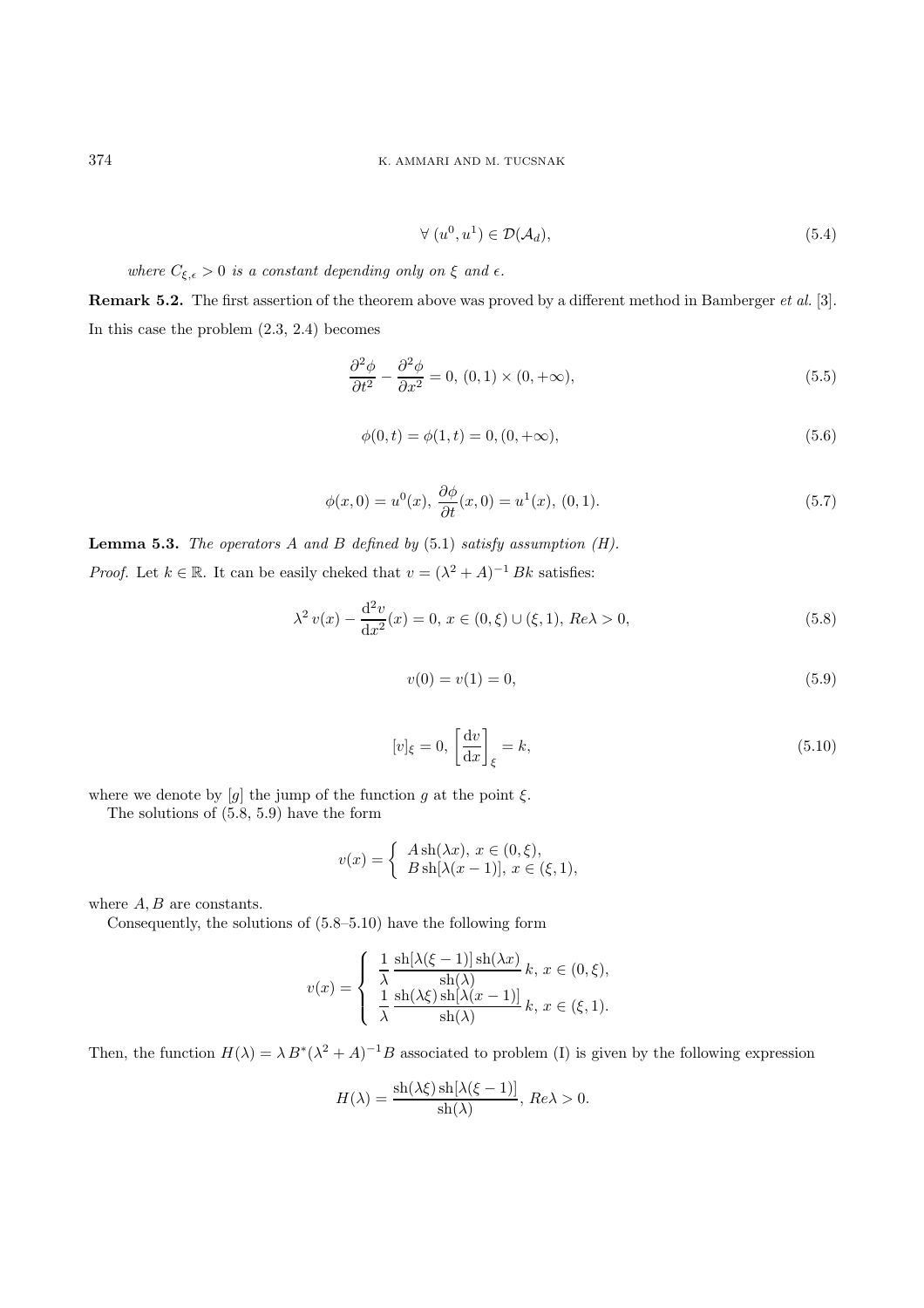$$\forall \,(u^0, u^1) \in \mathcal{D}(\mathcal{A}_d), \tag{5.4}$$

*where $C_{\xi,\epsilon} > 0$ is a constant depending only on $\xi$ and $\epsilon$.*

**Remark 5.2.** The first assertion of the theorem above was proved by a different method in Bamberger *et al.* [3]. In this case the problem (2.3, 2.4) becomes

$$\frac{\partial^2 \phi}{\partial t^2} - \frac{\partial^2 \phi}{\partial x^2} = 0, \, (0,1) \times (0, +\infty), \tag{5.5}$$

$$\phi(0,t) = \phi(1,t) = 0, (0, +\infty), \tag{5.6}$$

$$\phi(x,0) = u^0(x), \, \frac{\partial \phi}{\partial t}(x,0) = u^1(x), \, (0,1). \tag{5.7}$$

**Lemma 5.3.** *The operators $A$ and $B$ defined by* (5.1) *satisfy assumption (H).*

*Proof.* Let $k \in \mathbb{R}$. It can be easily cheked that $v = (\lambda^2 + A)^{-1} Bk$ satisfies:

$$\lambda^2 \, v(x) - \frac{\mathrm{d}^2 v}{\mathrm{d}x^2}(x) = 0, \, x \in (0,\xi) \cup (\xi, 1), \, Re\lambda > 0, \tag{5.8}$$

$$v(0) = v(1) = 0, \tag{5.9}$$

$$[v]_\xi = 0, \, \left[\frac{\mathrm{d}v}{\mathrm{d}x}\right]_\xi = k, \tag{5.10}$$

where we denote by $[g]$ the jump of the function $g$ at the point $\xi$.

The solutions of (5.8, 5.9) have the form

$$v(x) = \begin{cases} A \,\mathrm{sh}(\lambda x), \, x \in (0,\xi), \\ B \,\mathrm{sh}[\lambda(x-1)], \, x \in (\xi, 1), \end{cases}$$

where $A, B$ are constants.

Consequently, the solutions of (5.8–5.10) have the following form

$$v(x) = \begin{cases} \dfrac{1}{\lambda} \, \dfrac{\mathrm{sh}[\lambda(\xi - 1)] \,\mathrm{sh}(\lambda x)}{\mathrm{sh}(\lambda)} \, k, \, x \in (0,\xi), \\ \dfrac{1}{\lambda} \, \dfrac{\mathrm{sh}(\lambda \xi) \,\mathrm{sh}[\lambda(x-1)]}{\mathrm{sh}(\lambda)} \, k, \, x \in (\xi, 1). \end{cases}$$

Then, the function $H(\lambda) = \lambda \, B^*(\lambda^2 + A)^{-1} B$ associated to problem (I) is given by the following expression

$$H(\lambda) = \frac{\mathrm{sh}(\lambda\xi) \,\mathrm{sh}[\lambda(\xi - 1)]}{\mathrm{sh}(\lambda)}, \, Re\lambda > 0.$$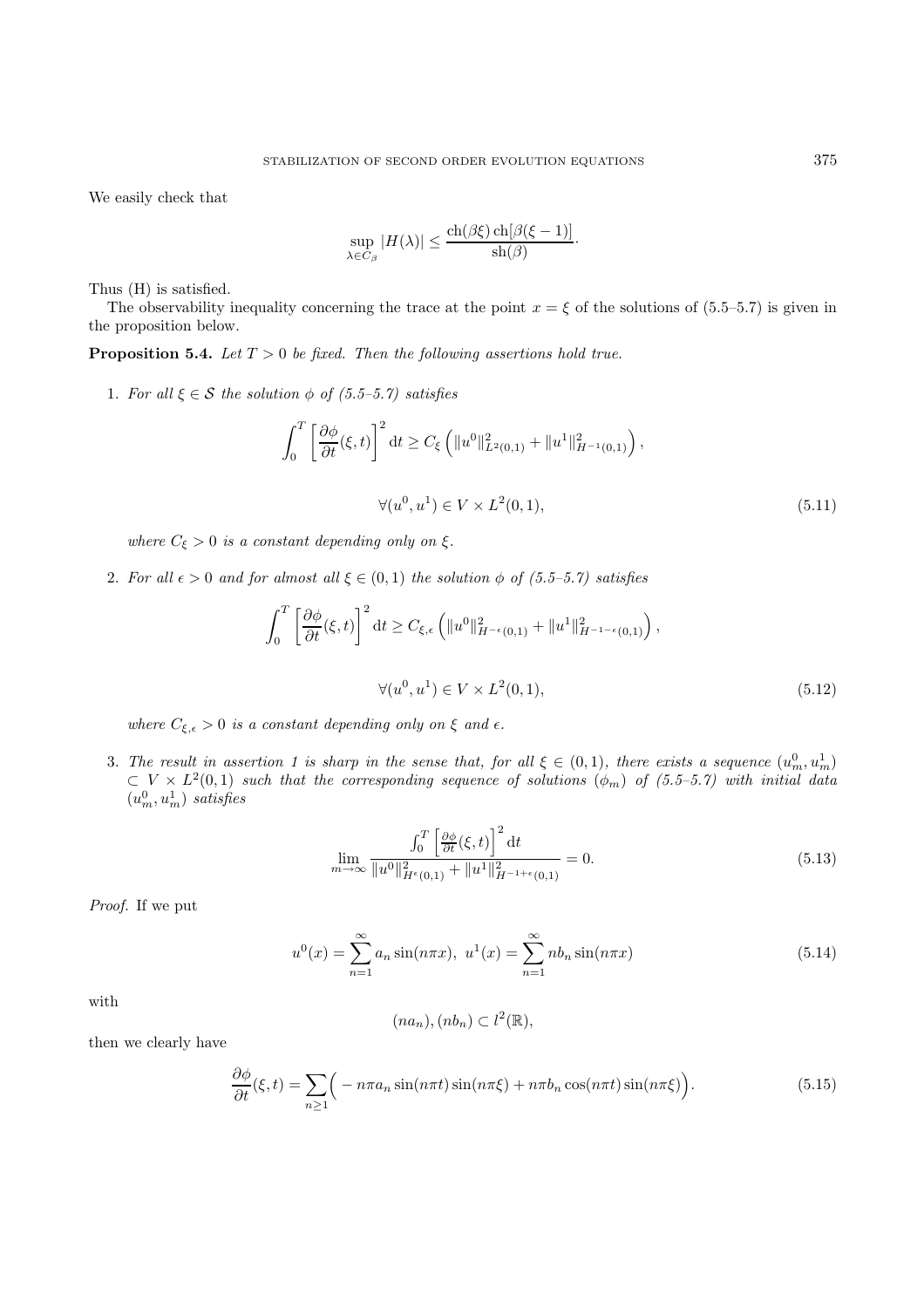We easily check that

$$\sup_{\lambda \in C_\beta} |H(\lambda)| \leq \frac{\mathrm{ch}(\beta\xi)\,\mathrm{ch}[\beta(\xi-1)]}{\mathrm{sh}(\beta)} \cdot$$

Thus (H) is satisfied.

The observability inequality concerning the trace at the point $x = \xi$ of the solutions of (5.5–5.7) is given in the proposition below.

**Proposition 5.4.** *Let $T > 0$ be fixed. Then the following assertions hold true.*

1. *For all $\xi \in \mathcal{S}$ the solution $\phi$ of (5.5–5.7) satisfies*

$$\int_0^T \left[\frac{\partial \phi}{\partial t}(\xi, t)\right]^2 \mathrm{d}t \geq C_\xi \left( \|u^0\|^2_{L^2(0,1)} + \|u^1\|^2_{H^{-1}(0,1)} \right),$$

$$\forall (u^0, u^1) \in V \times L^2(0,1), \tag{5.11}$$

   *where $C_\xi > 0$ is a constant depending only on $\xi$.*

2. *For all $\epsilon > 0$ and for almost all $\xi \in (0,1)$ the solution $\phi$ of (5.5–5.7) satisfies*

$$\int_0^T \left[\frac{\partial \phi}{\partial t}(\xi, t)\right]^2 \mathrm{d}t \geq C_{\xi,\epsilon} \left( \|u^0\|^2_{H^{-\epsilon}(0,1)} + \|u^1\|^2_{H^{-1-\epsilon}(0,1)} \right),$$

$$\forall (u^0, u^1) \in V \times L^2(0,1), \tag{5.12}$$

   *where $C_{\xi,\epsilon} > 0$ is a constant depending only on $\xi$ and $\epsilon$.*

3. *The result in assertion 1 is sharp in the sense that, for all $\xi \in (0,1)$, there exists a sequence $(u^0_m, u^1_m) \subset V \times L^2(0,1)$ such that the corresponding sequence of solutions $(\phi_m)$ of (5.5–5.7) with initial data $(u^0_m, u^1_m)$ satisfies*

$$\lim_{m\to\infty} \frac{\int_0^T \left[\frac{\partial \phi}{\partial t}(\xi, t)\right]^2 \mathrm{d}t}{\|u^0\|^2_{H^{\epsilon}(0,1)} + \|u^1\|^2_{H^{-1+\epsilon}(0,1)}} = 0. \tag{5.13}$$

*Proof.* If we put

$$u^0(x) = \sum_{n=1}^{\infty} a_n \sin(n\pi x),\ u^1(x) = \sum_{n=1}^{\infty} n b_n \sin(n\pi x) \tag{5.14}$$

with

$$(na_n), (nb_n) \subset l^2(\mathbb{R}),$$

then we clearly have

$$\frac{\partial \phi}{\partial t}(\xi, t) = \sum_{n\geq 1} \Big( -n\pi a_n \sin(n\pi t)\sin(n\pi\xi) + n\pi b_n \cos(n\pi t)\sin(n\pi\xi) \Big). \tag{5.15}$$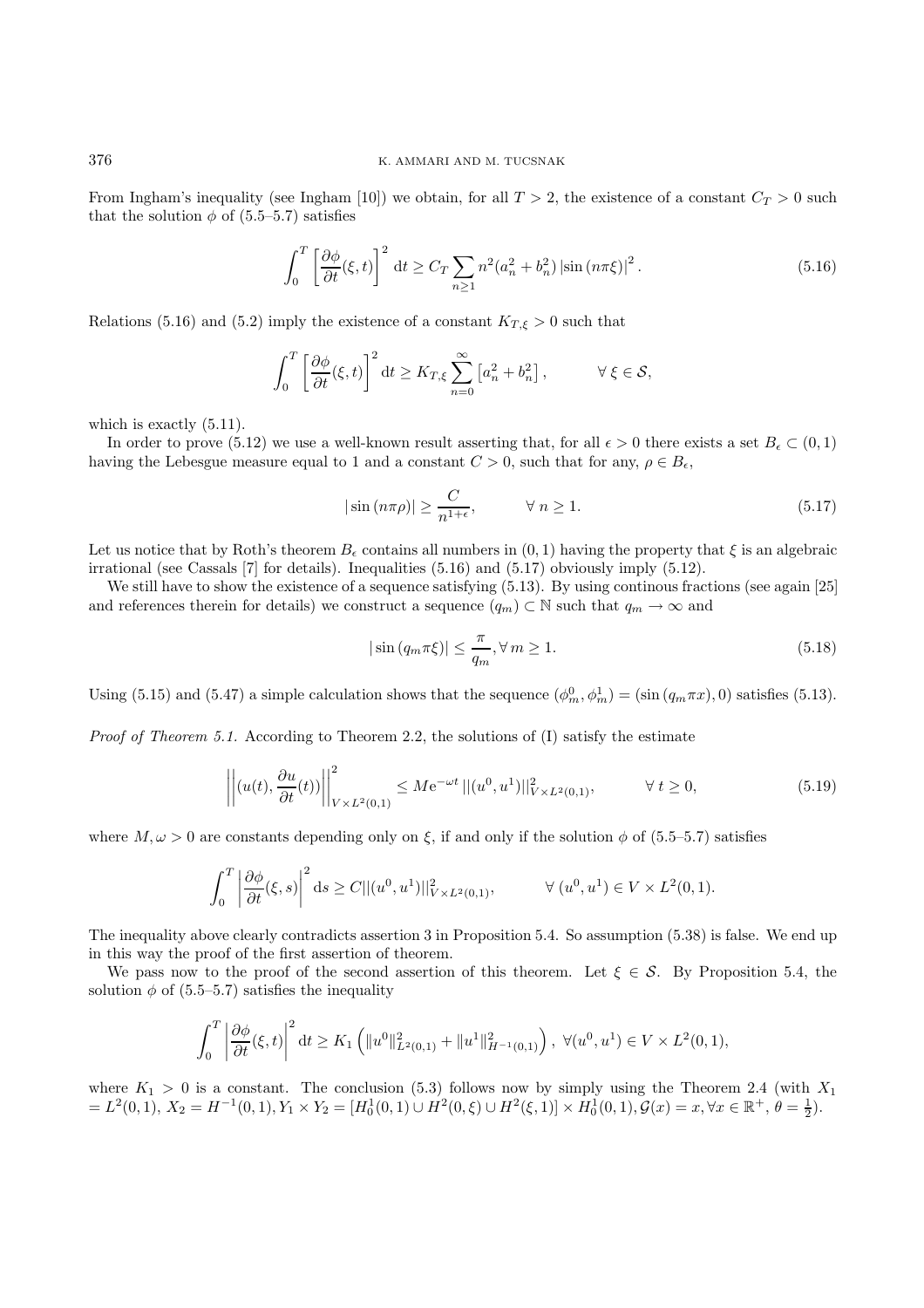From Ingham's inequality (see Ingham [10]) we obtain, for all $T > 2$, the existence of a constant $C_T > 0$ such that the solution $\phi$ of (5.5–5.7) satisfies

$$\int_0^T \left[\frac{\partial \phi}{\partial t}(\xi, t)\right]^2 \mathrm{d}t \geq C_T \sum_{n \geq 1} n^2 (a_n^2 + b_n^2) \left|\sin(n\pi\xi)\right|^2. \tag{5.16}$$

Relations (5.16) and (5.2) imply the existence of a constant $K_{T,\xi} > 0$ such that

$$\int_0^T \left[\frac{\partial \phi}{\partial t}(\xi, t)\right]^2 \mathrm{d}t \geq K_{T,\xi} \sum_{n=0}^{\infty} \left[a_n^2 + b_n^2\right], \qquad \forall\, \xi \in \mathcal{S},$$

which is exactly (5.11).

In order to prove (5.12) we use a well-known result asserting that, for all $\epsilon > 0$ there exists a set $B_\epsilon \subset (0, 1)$ having the Lebesgue measure equal to 1 and a constant $C > 0$, such that for any, $\rho \in B_\epsilon$,

$$|\sin(n\pi\rho)| \geq \frac{C}{n^{1+\epsilon}}, \qquad \forall\, n \geq 1. \tag{5.17}$$

Let us notice that by Roth's theorem $B_\epsilon$ contains all numbers in $(0, 1)$ having the property that $\xi$ is an algebraic irrational (see Cassals [7] for details). Inequalities (5.16) and (5.17) obviously imply (5.12).

We still have to show the existence of a sequence satisfying (5.13). By using continous fractions (see again [25] and references therein for details) we construct a sequence $(q_m) \subset \mathbb{N}$ such that $q_m \to \infty$ and

$$|\sin(q_m\pi\xi)| \leq \frac{\pi}{q_m}, \forall\, m \geq 1. \tag{5.18}$$

Using (5.15) and (5.47) a simple calculation shows that the sequence $(\phi_m^0, \phi_m^1) = (\sin(q_m\pi x), 0)$ satisfies (5.13).

*Proof of Theorem 5.1.* According to Theorem 2.2, the solutions of (I) satisfy the estimate

$$\left|\left|(u(t), \frac{\partial u}{\partial t}(t))\right|\right|^2_{V \times L^2(0,1)} \leq M \mathrm{e}^{-\omega t}\, ||(u^0, u^1)||^2_{V \times L^2(0,1)}, \qquad \forall\, t \geq 0, \tag{5.19}$$

where $M, \omega > 0$ are constants depending only on $\xi$, if and only if the solution $\phi$ of (5.5–5.7) satisfies

$$\int_0^T \left|\frac{\partial \phi}{\partial t}(\xi, s)\right|^2 \mathrm{d}s \geq C||(u^0, u^1)||^2_{V \times L^2(0,1)}, \qquad \forall\, (u^0, u^1) \in V \times L^2(0, 1).$$

The inequality above clearly contradicts assertion 3 in Proposition 5.4. So assumption (5.38) is false. We end up in this way the proof of the first assertion of theorem.

We pass now to the proof of the second assertion of this theorem. Let $\xi \in \mathcal{S}$. By Proposition 5.4, the solution $\phi$ of (5.5–5.7) satisfies the inequality

$$\int_0^T \left|\frac{\partial \phi}{\partial t}(\xi, t)\right|^2 \mathrm{d}t \geq K_1 \left(\|u^0\|^2_{L^2(0,1)} + \|u^1\|^2_{H^{-1}(0,1)}\right),\ \forall (u^0, u^1) \in V \times L^2(0, 1),$$

where $K_1 > 0$ is a constant. The conclusion (5.3) follows now by simply using the Theorem 2.4 (with $X_1 = L^2(0, 1)$, $X_2 = H^{-1}(0, 1)$, $Y_1 \times Y_2 = [H_0^1(0, 1) \cup H^2(0, \xi) \cup H^2(\xi, 1)] \times H_0^1(0, 1)$, $\mathcal{G}(x) = x, \forall x \in \mathbb{R}^+$, $\theta = \frac{1}{2}$).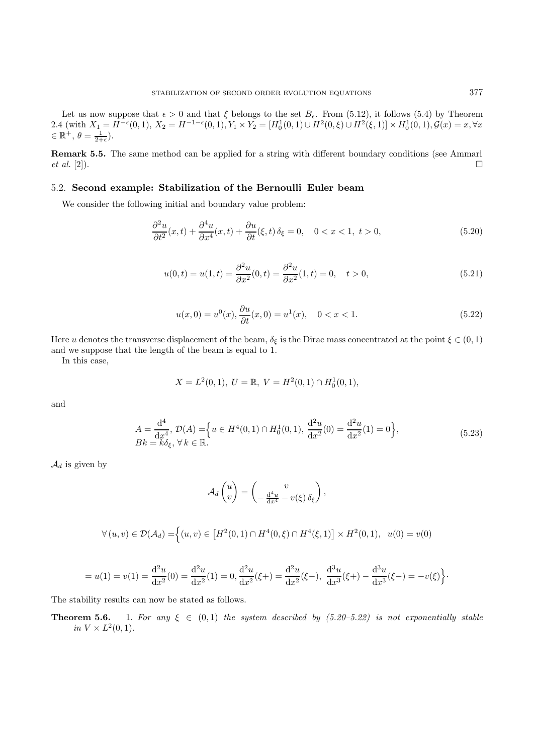Let us now suppose that $\epsilon > 0$ and that $\xi$ belongs to the set $B_\epsilon$. From (5.12), it follows (5.4) by Theorem 2.4 (with $X_1 = H^{-\epsilon}(0,1)$, $X_2 = H^{-1-\epsilon}(0,1), Y_1 \times Y_2 = [H_0^1(0,1) \cup H^2(0,\xi) \cup H^2(\xi,1)] \times H_0^1(0,1), \mathcal{G}(x) = x, \forall x \in \mathbb{R}^+$, $\theta = \frac{1}{2+\epsilon}$).

**Remark 5.5.** The same method can be applied for a string with different boundary conditions (see Ammari *et al.* [2]). □

### 5.2. Second example: Stabilization of the Bernoulli–Euler beam

We consider the following initial and boundary value problem:

$$\frac{\partial^2 u}{\partial t^2}(x,t) + \frac{\partial^4 u}{\partial x^4}(x,t) + \frac{\partial u}{\partial t}(\xi,t)\,\delta_\xi = 0, \quad 0 < x < 1,\ t > 0, \tag{5.20}$$

$$u(0,t) = u(1,t) = \frac{\partial^2 u}{\partial x^2}(0,t) = \frac{\partial^2 u}{\partial x^2}(1,t) = 0, \quad t > 0, \tag{5.21}$$

$$u(x,0) = u^0(x), \frac{\partial u}{\partial t}(x,0) = u^1(x), \quad 0 < x < 1. \tag{5.22}$$

Here $u$ denotes the transverse displacement of the beam, $\delta_\xi$ is the Dirac mass concentrated at the point $\xi \in (0,1)$ and we suppose that the length of the beam is equal to 1.

In this case,

$$X = L^2(0,1),\ U = \mathbb{R},\ V = H^2(0,1) \cap H_0^1(0,1),$$

and

$$\begin{aligned} A &= \frac{\mathrm{d}^4}{\mathrm{d}x^4},\ \mathcal{D}(A) = \Big\{ u \in H^4(0,1) \cap H_0^1(0,1),\ \frac{\mathrm{d}^2 u}{\mathrm{d}x^2}(0) = \frac{\mathrm{d}^2 u}{\mathrm{d}x^2}(1) = 0 \Big\}, \\ Bk &= k\delta_\xi,\ \forall\, k \in \mathbb{R}. \end{aligned} \tag{5.23}$$

$\mathcal{A}_d$ is given by

$$\mathcal{A}_d \begin{pmatrix} u \\ v \end{pmatrix} = \begin{pmatrix} v \\ -\frac{\mathrm{d}^4 u}{\mathrm{d}x^4} - v(\xi)\,\delta_\xi \end{pmatrix},$$

$$\forall\, (u,v) \in \mathcal{D}(\mathcal{A}_d) = \Big\{ (u,v) \in \big[H^2(0,1) \cap H^4(0,\xi) \cap H^4(\xi,1)\big] \times H^2(0,1),\ \ u(0) = v(0)$$

$$= u(1) = v(1) = \frac{\mathrm{d}^2 u}{\mathrm{d}x^2}(0) = \frac{\mathrm{d}^2 u}{\mathrm{d}x^2}(1) = 0, \frac{\mathrm{d}^2 u}{\mathrm{d}x^2}(\xi+) = \frac{\mathrm{d}^2 u}{\mathrm{d}x^2}(\xi-),\ \frac{\mathrm{d}^3 u}{\mathrm{d}x^3}(\xi+) - \frac{\mathrm{d}^3 u}{\mathrm{d}x^3}(\xi-) = -v(\xi) \Big\}.$$

The stability results can now be stated as follows.

**Theorem 5.6.** 1. *For any $\xi \in (0,1)$ the system described by (5.20–5.22) is not exponentially stable in $V \times L^2(0,1)$.*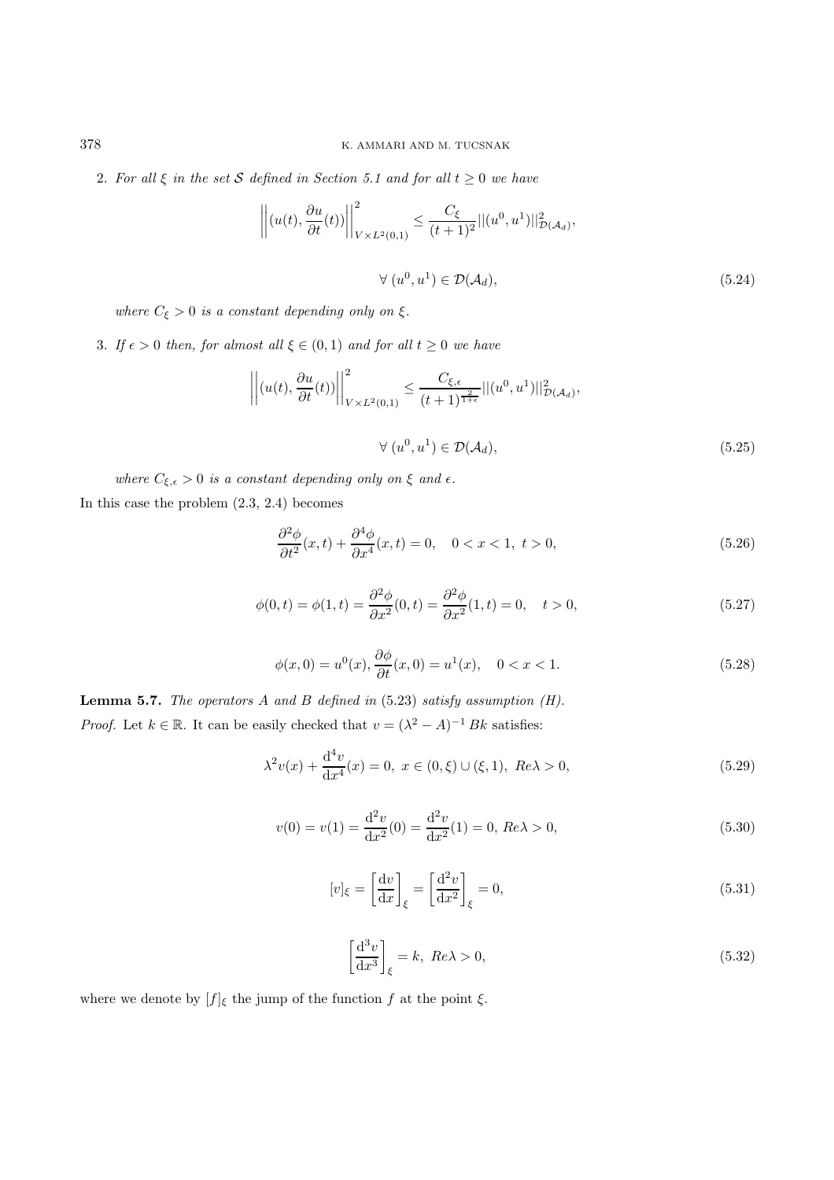2. *For all $\xi$ in the set $\mathcal{S}$ defined in Section 5.1 and for all $t \geq 0$ we have*

$$\left|\left|(u(t), \frac{\partial u}{\partial t}(t))\right|\right|^2_{V \times L^2(0,1)} \leq \frac{C_\xi}{(t+1)^2} ||(u^0, u^1)||^2_{\mathcal{D}(\mathcal{A}_d)},$$

$$\forall \, (u^0, u^1) \in \mathcal{D}(\mathcal{A}_d), \tag{5.24}$$

*where $C_\xi > 0$ is a constant depending only on $\xi$.*

3. *If $\epsilon > 0$ then, for almost all $\xi \in (0,1)$ and for all $t \geq 0$ we have*

$$\left|\left|(u(t), \frac{\partial u}{\partial t}(t))\right|\right|^2_{V \times L^2(0,1)} \leq \frac{C_{\xi,\epsilon}}{(t+1)^{\frac{2}{1+\epsilon}}} ||(u^0, u^1)||^2_{\mathcal{D}(\mathcal{A}_d)},$$

$$\forall \, (u^0, u^1) \in \mathcal{D}(\mathcal{A}_d), \tag{5.25}$$

*where $C_{\xi,\epsilon} > 0$ is a constant depending only on $\xi$ and $\epsilon$.*

In this case the problem (2.3, 2.4) becomes

$$\frac{\partial^2 \phi}{\partial t^2}(x,t) + \frac{\partial^4 \phi}{\partial x^4}(x,t) = 0, \quad 0 < x < 1, \ t > 0, \tag{5.26}$$

$$\phi(0,t) = \phi(1,t) = \frac{\partial^2 \phi}{\partial x^2}(0,t) = \frac{\partial^2 \phi}{\partial x^2}(1,t) = 0, \quad t > 0, \tag{5.27}$$

$$\phi(x,0) = u^0(x), \frac{\partial \phi}{\partial t}(x,0) = u^1(x), \quad 0 < x < 1. \tag{5.28}$$

**Lemma 5.7.** *The operators $A$ and $B$ defined in* (5.23) *satisfy assumption (H).*

*Proof.* Let $k \in \mathbb{R}$. It can be easily checked that $v = (\lambda^2 - A)^{-1} Bk$ satisfies:

$$\lambda^2 v(x) + \frac{\mathrm{d}^4 v}{\mathrm{d}x^4}(x) = 0, \ x \in (0,\xi) \cup (\xi, 1), \ Re\lambda > 0, \tag{5.29}$$

$$v(0) = v(1) = \frac{\mathrm{d}^2 v}{\mathrm{d}x^2}(0) = \frac{\mathrm{d}^2 v}{\mathrm{d}x^2}(1) = 0, \ Re\lambda > 0, \tag{5.30}$$

$$[v]_\xi = \left[\frac{\mathrm{d}v}{\mathrm{d}x}\right]_\xi = \left[\frac{\mathrm{d}^2 v}{\mathrm{d}x^2}\right]_\xi = 0, \tag{5.31}$$

$$\left[\frac{\mathrm{d}^3 v}{\mathrm{d}x^3}\right]_\xi = k, \ Re\lambda > 0, \tag{5.32}$$

where we denote by $[f]_\xi$ the jump of the function $f$ at the point $\xi$.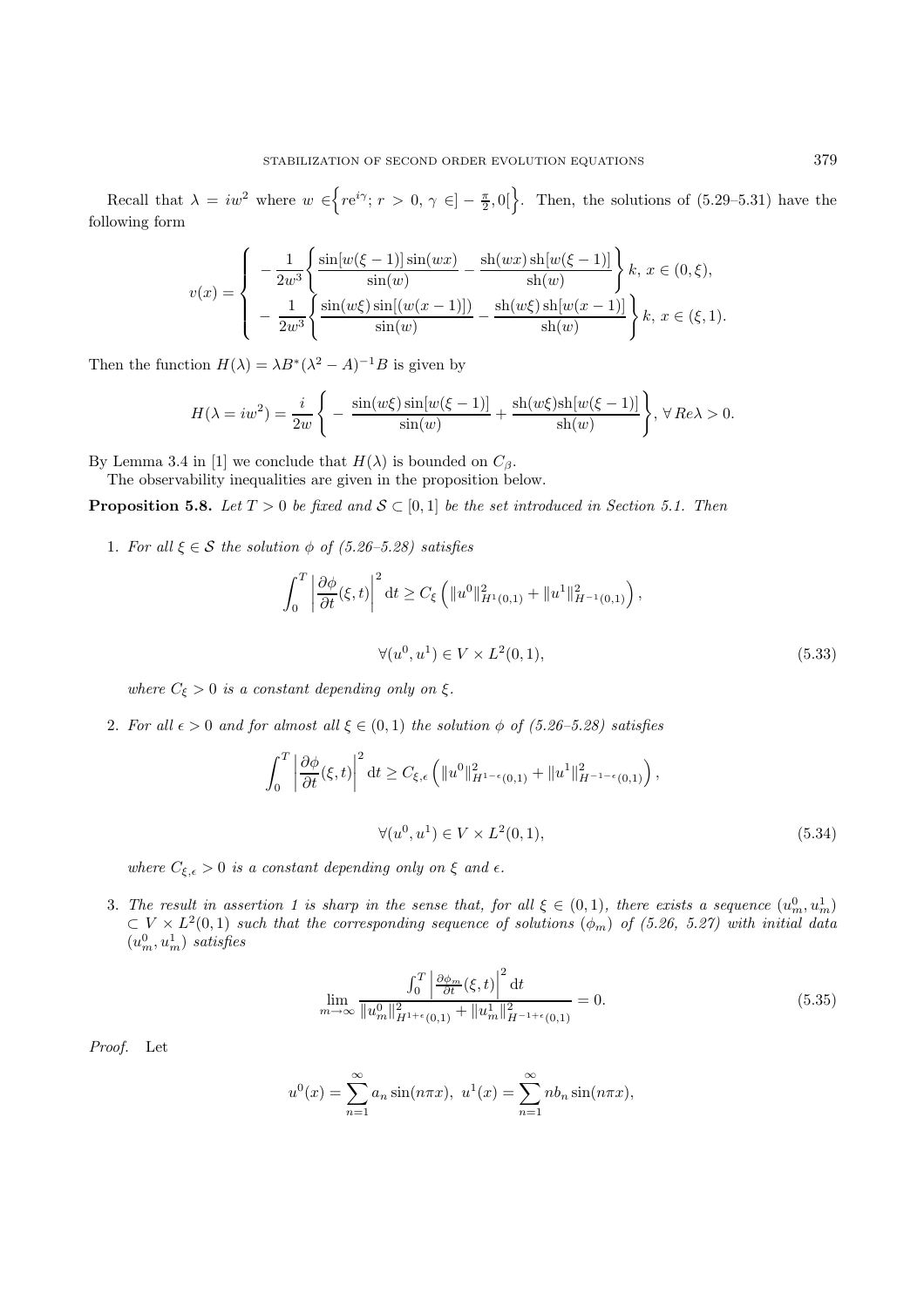Recall that $\lambda = iw^2$ where $w \in \Big\{ re^{i\gamma};\ r > 0,\ \gamma \in ] -\frac{\pi}{2}, 0[ \Big\}$. Then, the solutions of (5.29–5.31) have the following form

$$
v(x) = \begin{cases} -\dfrac{1}{2w^3} \left\{ \dfrac{\sin[w(\xi-1)]\sin(wx)}{\sin(w)} - \dfrac{\text{sh}(wx)\,\text{sh}[w(\xi-1)]}{\text{sh}(w)} \right\} k, \ x \in (0,\xi), \\ -\dfrac{1}{2w^3} \left\{ \dfrac{\sin(w\xi)\sin[(w(x-1)])}{\sin(w)} - \dfrac{\text{sh}(w\xi)\,\text{sh}[w(x-1)]}{\text{sh}(w)} \right\} k, \ x \in (\xi,1). \end{cases}
$$

Then the function $H(\lambda) = \lambda B^*(\lambda^2 - A)^{-1}B$ is given by

$$
H(\lambda = iw^2) = \frac{i}{2w} \left\{ -\frac{\sin(w\xi)\sin[w(\xi-1)]}{\sin(w)} + \frac{\text{sh}(w\xi)\text{sh}[w(\xi-1)]}{\text{sh}(w)} \right\},\ \forall\, Re\lambda > 0.
$$

By Lemma 3.4 in [1] we conclude that $H(\lambda)$ is bounded on $C_\beta$.

The observability inequalities are given in the proposition below.

**Proposition 5.8.** *Let $T > 0$ be fixed and $\mathcal{S} \subset [0,1]$ be the set introduced in Section 5.1. Then*

1. *For all $\xi \in \mathcal{S}$ the solution $\phi$ of (5.26–5.28) satisfies*

$$
\int_0^T \left| \frac{\partial \phi}{\partial t}(\xi,t) \right|^2 \mathrm{d}t \geq C_\xi \left( \|u^0\|^2_{H^1(0,1)} + \|u^1\|^2_{H^{-1}(0,1)} \right),
$$

$$
\forall (u^0,u^1) \in V \times L^2(0,1), \tag{5.33}
$$

*where $C_\xi > 0$ is a constant depending only on $\xi$.*

2. *For all $\epsilon > 0$ and for almost all $\xi \in (0,1)$ the solution $\phi$ of (5.26–5.28) satisfies*

$$
\int_0^T \left| \frac{\partial \phi}{\partial t}(\xi,t) \right|^2 \mathrm{d}t \geq C_{\xi,\epsilon} \left( \|u^0\|^2_{H^{1-\epsilon}(0,1)} + \|u^1\|^2_{H^{-1-\epsilon}(0,1)} \right),
$$

$$
\forall (u^0,u^1) \in V \times L^2(0,1), \tag{5.34}
$$

*where $C_{\xi,\epsilon} > 0$ is a constant depending only on $\xi$ and $\epsilon$.*

3. *The result in assertion 1 is sharp in the sense that, for all $\xi \in (0,1)$, there exists a sequence $(u^0_m, u^1_m) \subset V \times L^2(0,1)$ such that the corresponding sequence of solutions $(\phi_m)$ of (5.26, 5.27) with initial data $(u^0_m, u^1_m)$ satisfies*

$$
\lim_{m\to\infty} \frac{\int_0^T \left| \frac{\partial \phi_m}{\partial t}(\xi,t) \right|^2 \mathrm{d}t}{\|u^0_m\|^2_{H^{1+\epsilon}(0,1)} + \|u^1_m\|^2_{H^{-1+\epsilon}(0,1)}} = 0. \tag{5.35}
$$

*Proof.* Let

$$
u^0(x) = \sum_{n=1}^\infty a_n \sin(n\pi x),\ u^1(x) = \sum_{n=1}^\infty n b_n \sin(n\pi x),
$$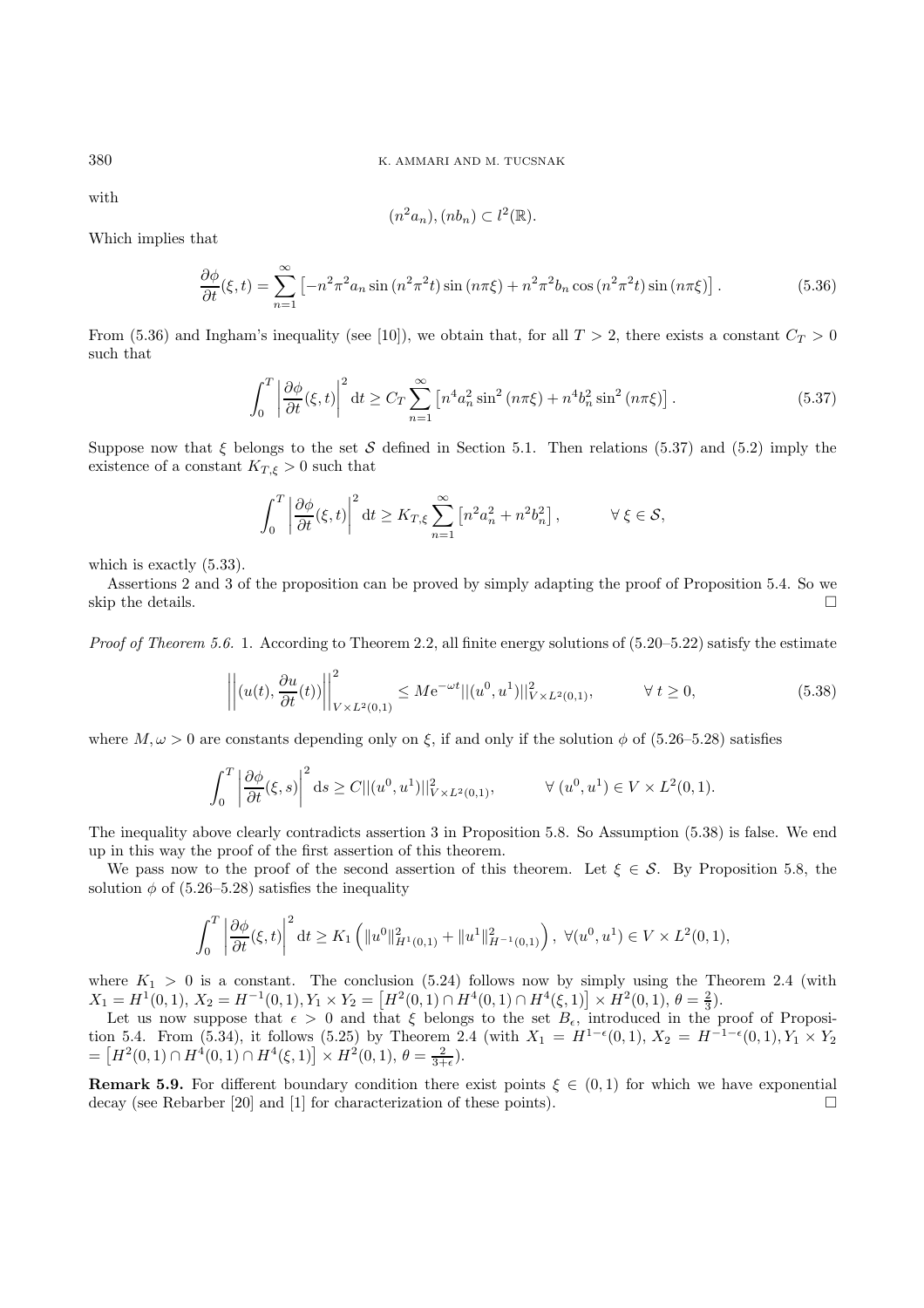with

$$(n^2 a_n), (nb_n) \subset l^2(\mathbb{R}).$$

Which implies that

$$\frac{\partial \phi}{\partial t}(\xi, t) = \sum_{n=1}^{\infty} \left[ -n^2\pi^2 a_n \sin(n^2\pi^2 t) \sin(n\pi\xi) + n^2\pi^2 b_n \cos(n^2\pi^2 t) \sin(n\pi\xi) \right]. \tag{5.36}$$

From (5.36) and Ingham's inequality (see [10]), we obtain that, for all $T > 2$, there exists a constant $C_T > 0$ such that

$$\int_0^T \left| \frac{\partial \phi}{\partial t}(\xi, t) \right|^2 \mathrm{d}t \geq C_T \sum_{n=1}^{\infty} \left[ n^4 a_n^2 \sin^2(n\pi\xi) + n^4 b_n^2 \sin^2(n\pi\xi) \right]. \tag{5.37}$$

Suppose now that $\xi$ belongs to the set $\mathcal{S}$ defined in Section 5.1. Then relations (5.37) and (5.2) imply the existence of a constant $K_{T,\xi} > 0$ such that

$$\int_0^T \left| \frac{\partial \phi}{\partial t}(\xi, t) \right|^2 \mathrm{d}t \geq K_{T,\xi} \sum_{n=1}^{\infty} \left[ n^2 a_n^2 + n^2 b_n^2 \right], \qquad \forall\, \xi \in \mathcal{S},$$

which is exactly (5.33).

Assertions 2 and 3 of the proposition can be proved by simply adapting the proof of Proposition 5.4. So we skip the details. $\square$

*Proof of Theorem 5.6.* 1. According to Theorem 2.2, all finite energy solutions of (5.20–5.22) satisfy the estimate

$$\left|\left| \left( u(t), \frac{\partial u}{\partial t}(t) \right) \right|\right|^2_{V \times L^2(0,1)} \leq M \mathrm{e}^{-\omega t} ||(u^0, u^1)||^2_{V \times L^2(0,1)}, \qquad \forall\, t \geq 0, \tag{5.38}$$

where $M, \omega > 0$ are constants depending only on $\xi$, if and only if the solution $\phi$ of (5.26–5.28) satisfies

$$\int_0^T \left| \frac{\partial \phi}{\partial t}(\xi, s) \right|^2 \mathrm{d}s \geq C ||(u^0, u^1)||^2_{V \times L^2(0,1)}, \qquad \forall\, (u^0, u^1) \in V \times L^2(0,1).$$

The inequality above clearly contradicts assertion 3 in Proposition 5.8. So Assumption (5.38) is false. We end up in this way the proof of the first assertion of this theorem.

We pass now to the proof of the second assertion of this theorem. Let $\xi \in \mathcal{S}$. By Proposition 5.8, the solution $\phi$ of (5.26–5.28) satisfies the inequality

$$\int_0^T \left| \frac{\partial \phi}{\partial t}(\xi, t) \right|^2 \mathrm{d}t \geq K_1 \left( \|u^0\|^2_{H^1(0,1)} + \|u^1\|^2_{H^{-1}(0,1)} \right), \ \forall (u^0, u^1) \in V \times L^2(0,1),$$

where $K_1 > 0$ is a constant. The conclusion (5.24) follows now by simply using the Theorem 2.4 (with $X_1 = H^1(0,1)$, $X_2 = H^{-1}(0,1)$, $Y_1 \times Y_2 = \left[ H^2(0,1) \cap H^4(0,1) \cap H^4(\xi, 1) \right] \times H^2(0,1)$, $\theta = \frac{2}{3}$).

Let us now suppose that $\epsilon > 0$ and that $\xi$ belongs to the set $B_\epsilon$, introduced in the proof of Proposition 5.4. From (5.34), it follows (5.25) by Theorem 2.4 (with $X_1 = H^{1-\epsilon}(0,1)$, $X_2 = H^{-1-\epsilon}(0,1)$, $Y_1 \times Y_2 = \left[ H^2(0,1) \cap H^4(0,1) \cap H^4(\xi, 1) \right] \times H^2(0,1)$, $\theta = \frac{2}{3+\epsilon}$).

**Remark 5.9.** For different boundary condition there exist points $\xi \in (0,1)$ for which we have exponential decay (see Rebarber [20] and [1] for characterization of these points). $\square$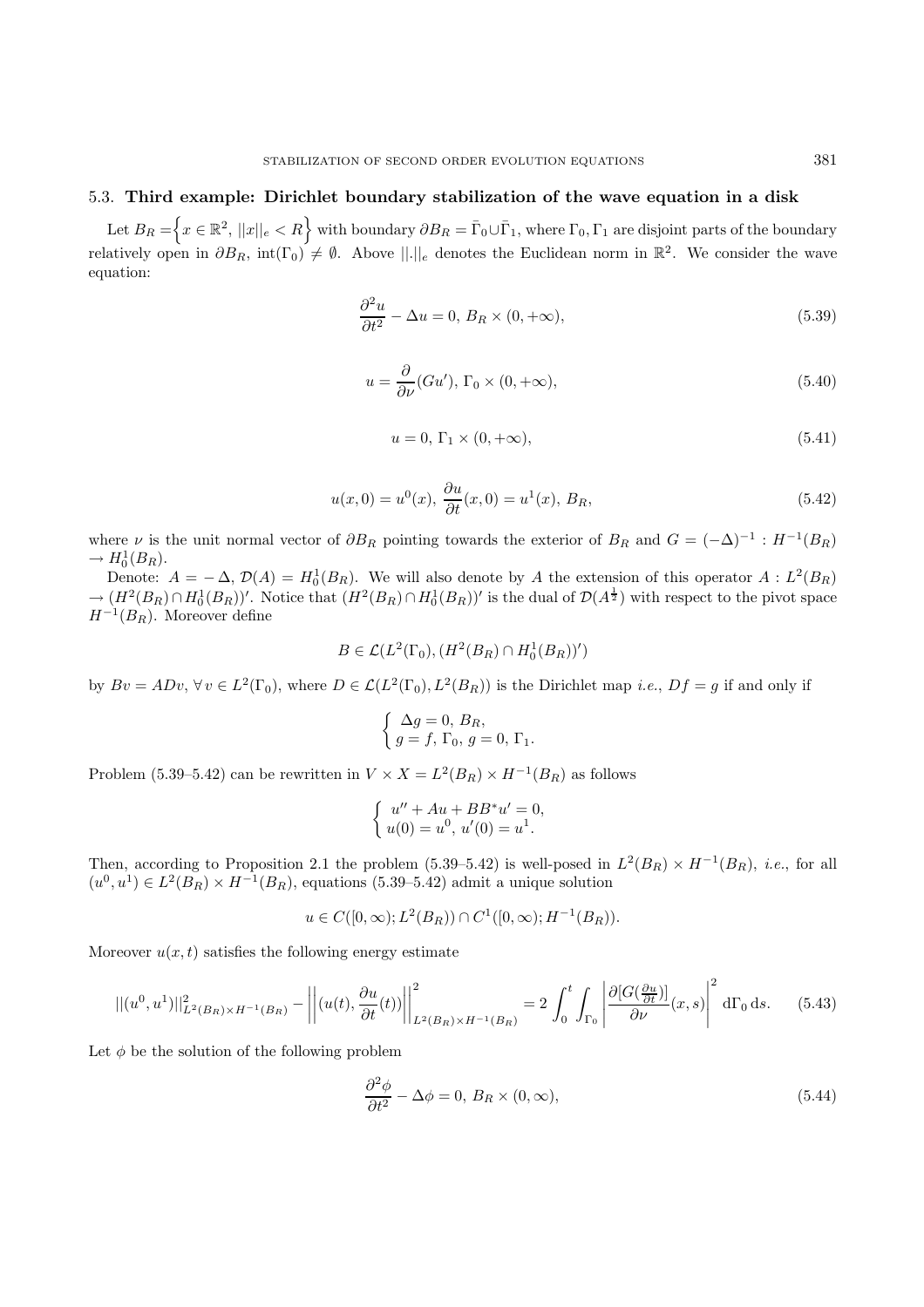### 5.3. **Third example: Dirichlet boundary stabilization of the wave equation in a disk**

Let $B_R = \Big\{ x \in \mathbb{R}^2,\ ||x||_e < R \Big\}$ with boundary $\partial B_R = \bar{\Gamma}_0 \cup \bar{\Gamma}_1$, where $\Gamma_0, \Gamma_1$ are disjoint parts of the boundary relatively open in $\partial B_R$, $\mathrm{int}(\Gamma_0) \neq \emptyset$. Above $||.||_e$ denotes the Euclidean norm in $\mathbb{R}^2$. We consider the wave equation:

$$\frac{\partial^2 u}{\partial t^2} - \Delta u = 0,\ B_R \times (0, +\infty), \tag{5.39}$$

$$u = \frac{\partial}{\partial \nu}(G u'),\ \Gamma_0 \times (0, +\infty), \tag{5.40}$$

$$u = 0,\ \Gamma_1 \times (0, +\infty), \tag{5.41}$$

$$u(x, 0) = u^0(x),\ \frac{\partial u}{\partial t}(x, 0) = u^1(x),\ B_R, \tag{5.42}$$

where $\nu$ is the unit normal vector of $\partial B_R$ pointing towards the exterior of $B_R$ and $G = (-\Delta)^{-1} : H^{-1}(B_R) \to H_0^1(B_R)$.

Denote: $A = -\Delta$, $\mathcal{D}(A) = H_0^1(B_R)$. We will also denote by $A$ the extension of this operator $A : L^2(B_R) \to (H^2(B_R) \cap H_0^1(B_R))'$. Notice that $(H^2(B_R) \cap H_0^1(B_R))'$ is the dual of $\mathcal{D}(A^{\frac{1}{2}})$ with respect to the pivot space $H^{-1}(B_R)$. Moreover define

$$B \in \mathcal{L}(L^2(\Gamma_0), (H^2(B_R) \cap H_0^1(B_R))')$$

by $Bv = ADv$, $\forall\, v \in L^2(\Gamma_0)$, where $D \in \mathcal{L}(L^2(\Gamma_0), L^2(B_R))$ is the Dirichlet map *i.e.*, $Df = g$ if and only if

$$\begin{cases} \Delta g = 0,\ B_R, \\ g = f,\ \Gamma_0,\ g = 0,\ \Gamma_1. \end{cases}$$

Problem (5.39–5.42) can be rewritten in $V \times X = L^2(B_R) \times H^{-1}(B_R)$ as follows

$$\begin{cases} u'' + Au + BB^* u' = 0, \\ u(0) = u^0,\ u'(0) = u^1. \end{cases}$$

Then, according to Proposition 2.1 the problem (5.39–5.42) is well-posed in $L^2(B_R) \times H^{-1}(B_R)$, *i.e.*, for all $(u^0, u^1) \in L^2(B_R) \times H^{-1}(B_R)$, equations (5.39–5.42) admit a unique solution

$$u \in C([0, \infty); L^2(B_R)) \cap C^1([0, \infty); H^{-1}(B_R)).$$

Moreover $u(x, t)$ satisfies the following energy estimate

$$||(u^0, u^1)||^2_{L^2(B_R) \times H^{-1}(B_R)} - \left|\left|(u(t), \frac{\partial u}{\partial t}(t))\right|\right|^2_{L^2(B_R) \times H^{-1}(B_R)} = 2 \int_0^t \int_{\Gamma_0} \left| \frac{\partial [G(\frac{\partial u}{\partial t})]}{\partial \nu}(x, s) \right|^2 \mathrm{d}\Gamma_0\, \mathrm{d}s. \tag{5.43}$$

Let $\phi$ be the solution of the following problem

$$\frac{\partial^2 \phi}{\partial t^2} - \Delta \phi = 0,\ B_R \times (0, \infty), \tag{5.44}$$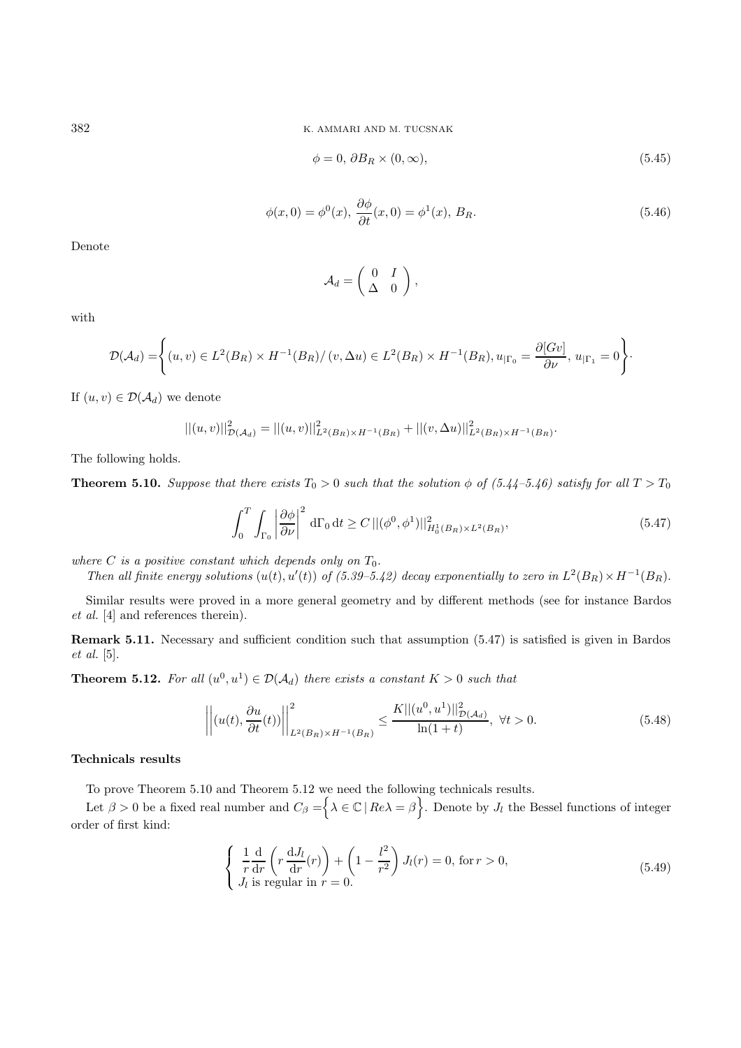$$\phi = 0,\ \partial B_R \times (0,\infty), \tag{5.45}$$

$$\phi(x,0) = \phi^0(x),\ \frac{\partial \phi}{\partial t}(x,0) = \phi^1(x),\ B_R. \tag{5.46}$$

Denote

$$\mathcal{A}_d = \begin{pmatrix} 0 & I \\ \Delta & 0 \end{pmatrix},$$

with

$$\mathcal{D}(\mathcal{A}_d) = \left\{ (u,v) \in L^2(B_R) \times H^{-1}(B_R) / \, (v, \Delta u) \in L^2(B_R) \times H^{-1}(B_R), u_{|\Gamma_0} = \frac{\partial [Gv]}{\partial \nu},\ u_{|\Gamma_1} = 0 \right\}.$$

If $(u,v) \in \mathcal{D}(\mathcal{A}_d)$ we denote

$$||(u,v)||^2_{\mathcal{D}(\mathcal{A}_d)} = ||(u,v)||^2_{L^2(B_R)\times H^{-1}(B_R)} + ||(v, \Delta u)||^2_{L^2(B_R)\times H^{-1}(B_R)}.$$

The following holds.

**Theorem 5.10.** *Suppose that there exists $T_0 > 0$ such that the solution $\phi$ of (5.44–5.46) satisfy for all $T > T_0$*

$$\int_0^T \int_{\Gamma_0} \left| \frac{\partial \phi}{\partial \nu} \right|^2 \, \mathrm{d}\Gamma_0 \, \mathrm{d}t \geq C \, ||(\phi^0, \phi^1)||^2_{H^1_0(B_R)\times L^2(B_R)}, \tag{5.47}$$

*where $C$ is a positive constant which depends only on $T_0$.*

*Then all finite energy solutions $(u(t), u'(t))$ of (5.39–5.42) decay exponentially to zero in $L^2(B_R) \times H^{-1}(B_R)$.*

Similar results were proved in a more general geometry and by different methods (see for instance Bardos *et al.* [4] and references therein).

**Remark 5.11.** Necessary and sufficient condition such that assumption (5.47) is satisfied is given in Bardos *et al.* [5].

**Theorem 5.12.** *For all $(u^0, u^1) \in \mathcal{D}(\mathcal{A}_d)$ there exists a constant $K > 0$ such that*

$$\left|\left| (u(t), \frac{\partial u}{\partial t}(t)) \right|\right|^2_{L^2(B_R)\times H^{-1}(B_R)} \leq \frac{K ||(u^0, u^1)||^2_{\mathcal{D}(\mathcal{A}_d)}}{\ln(1+t)},\ \forall t > 0. \tag{5.48}$$

**Technicals results**

To prove Theorem 5.10 and Theorem 5.12 we need the following technicals results.

Let $\beta > 0$ be a fixed real number and $C_\beta = \left\{ \lambda \in \mathbb{C} \,|\, Re\lambda = \beta \right\}$. Denote by $J_l$ the Bessel functions of integer order of first kind:

$$\begin{cases} \dfrac{1}{r}\dfrac{\mathrm{d}}{\mathrm{d}r}\left( r \dfrac{\mathrm{d}J_l}{\mathrm{d}r}(r) \right) + \left( 1 - \dfrac{l^2}{r^2} \right) J_l(r) = 0, \text{ for } r > 0, \\ J_l \text{ is regular in } r = 0. \end{cases} \tag{5.49}$$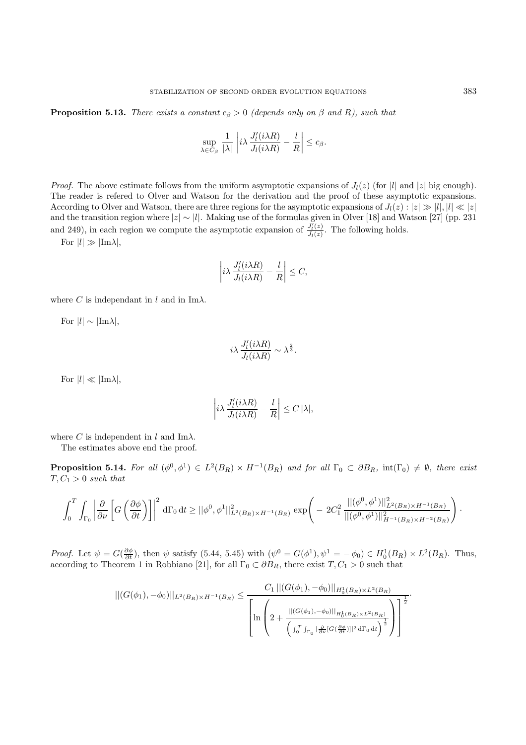**Proposition 5.13.** *There exists a constant $c_\beta > 0$ (depends only on $\beta$ and $R$), such that*

$$\sup_{\lambda \in C_\beta} \frac{1}{|\lambda|} \left| i\lambda \frac{J_l'(i\lambda R)}{J_l(i\lambda R)} - \frac{l}{R} \right| \leq c_\beta.$$

*Proof.* The above estimate follows from the uniform asymptotic expansions of $J_l(z)$ (for $|l|$ and $|z|$ big enough). The reader is refered to Olver and Watson for the derivation and the proof of these asymptotic expansions. According to Olver and Watson, there are three regions for the asymptotic expansions of $J_l(z) : |z| \gg |l|, |l| \ll |z|$ and the transition region where $|z| \sim |l|$. Making use of the formulas given in Olver [18] and Watson [27] (pp. 231 and 249), in each region we compute the asymptotic expansion of $\frac{J_l'(z)}{J_l(z)}$. The following holds.

For $|l| \gg |\mathrm{Im}\lambda|$,

$$\left| i\lambda \frac{J_l'(i\lambda R)}{J_l(i\lambda R)} - \frac{l}{R} \right| \leq C,$$

where $C$ is independant in $l$ and in $\mathrm{Im}\lambda$.

For $|l| \sim |\mathrm{Im}\lambda|$,

$$i\lambda \frac{J_l'(i\lambda R)}{J_l(i\lambda R)} \sim \lambda^{\frac{2}{3}}.$$

For $|l| \ll |\mathrm{Im}\lambda|$,

$$\left| i\lambda \frac{J_l'(i\lambda R)}{J_l(i\lambda R)} - \frac{l}{R} \right| \leq C\,|\lambda|,$$

where $C$ is independent in $l$ and $\mathrm{Im}\lambda$.

The estimates above end the proof.

**Proposition 5.14.** *For all $(\phi^0, \phi^1) \in L^2(B_R) \times H^{-1}(B_R)$ and for all $\Gamma_0 \subset \partial B_R$, $\mathrm{int}(\Gamma_0) \neq \emptyset$, there exist $T, C_1 > 0$ such that*

$$\int_0^T \int_{\Gamma_0} \left| \frac{\partial}{\partial \nu} \left[ G\left( \frac{\partial \phi}{\partial t} \right) \right] \right|^2 \mathrm{d}\Gamma_0 \, \mathrm{d}t \geq ||\phi^0, \phi^1||^2_{L^2(B_R) \times H^{-1}(B_R)} \exp\left( -\, 2C_1^2 \, \frac{||(\phi^0, \phi^1)||^2_{L^2(B_R) \times H^{-1}(B_R)}}{||(\phi^0, \phi^1)||^2_{H^{-1}(B_R) \times H^{-2}(B_R)}} \right).$$

*Proof.* Let $\psi = G(\frac{\partial \phi}{\partial t})$, then $\psi$ satisfy (5.44, 5.45) with $(\psi^0 = G(\phi^1), \psi^1 = -\,\phi_0) \in H_0^1(B_R) \times L^2(B_R)$. Thus, according to Theorem 1 in Robbiano [21], for all $\Gamma_0 \subset \partial B_R$, there exist $T, C_1 > 0$ such that

$$||(G(\phi_1), -\phi_0)||_{L^2(B_R) \times H^{-1}(B_R)} \leq \frac{C_1 \, ||(G(\phi_1), -\phi_0)||_{H_0^1(B_R) \times L^2(B_R)}}{\left[ \ln\left( 2 + \frac{||(G(\phi_1), -\phi_0)||_{H_0^1(B_R) \times L^2(B_R)}}{\left( \int_0^T \int_{\Gamma_0} |\frac{\partial}{\partial \nu}[G(\frac{\partial \phi}{\partial t})]|^2 \, \mathrm{d}\Gamma_0 \, \mathrm{d}t \right)^{\frac{1}{2}}} \right) \right]^{\frac{1}{2}}}.$$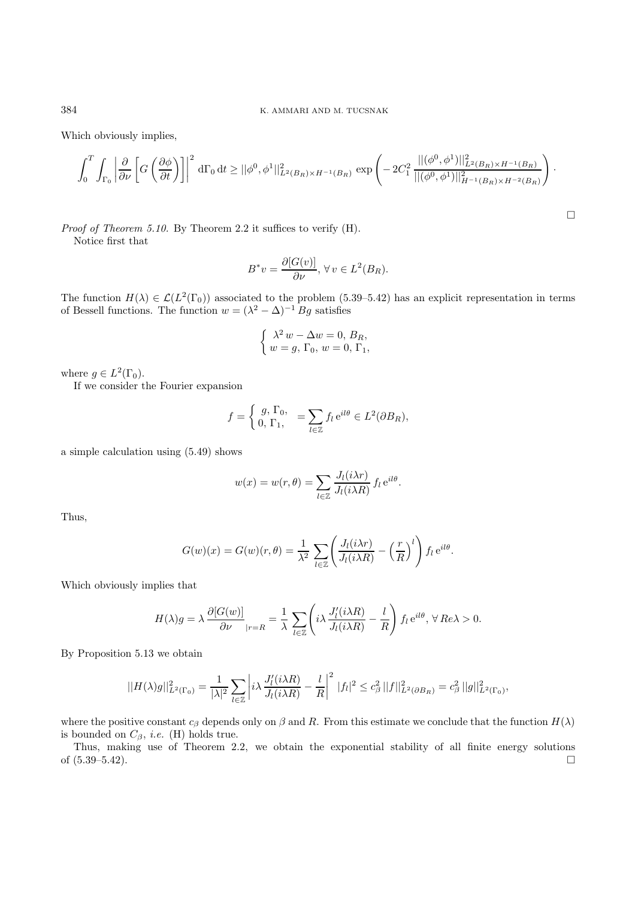Which obviously implies,

$$\int_0^T \int_{\Gamma_0} \left| \frac{\partial}{\partial \nu} \left[ G\left( \frac{\partial \phi}{\partial t} \right) \right] \right|^2 \, \mathrm{d}\Gamma_0 \, \mathrm{d}t \geq ||\phi^0, \phi^1||^2_{L^2(B_R) \times H^{-1}(B_R)} \, \exp\left( -2C_1^2 \, \frac{||(\phi^0, \phi^1)||^2_{L^2(B_R) \times H^{-1}(B_R)}}{||(\phi^0, \phi^1)||^2_{H^{-1}(B_R) \times H^{-2}(B_R)}} \right).$$

□

*Proof of Theorem 5.10.* By Theorem 2.2 it suffices to verify (H).

Notice first that

$$B^* v = \frac{\partial [G(v)]}{\partial \nu}, \, \forall \, v \in L^2(B_R).$$

The function $H(\lambda) \in \mathcal{L}(L^2(\Gamma_0))$ associated to the problem (5.39–5.42) has an explicit representation in terms of Bessell functions. The function $w = (\lambda^2 - \Delta)^{-1} Bg$ satisfies

$$\begin{cases} \lambda^2 \, w - \Delta w = 0, \, B_R, \\ w = g, \, \Gamma_0, \, w = 0, \, \Gamma_1, \end{cases}$$

where $g \in L^2(\Gamma_0)$.

If we consider the Fourier expansion

$$f = \begin{cases} g, \, \Gamma_0, \\ 0, \, \Gamma_1, \end{cases} = \sum_{l \in \mathbb{Z}} f_l \, \mathrm{e}^{il\theta} \in L^2(\partial B_R),$$

a simple calculation using (5.49) shows

$$w(x) = w(r, \theta) = \sum_{l \in \mathbb{Z}} \frac{J_l(i\lambda r)}{J_l(i\lambda R)} \, f_l \, \mathrm{e}^{il\theta}.$$

Thus,

$$G(w)(x) = G(w)(r, \theta) = \frac{1}{\lambda^2} \sum_{l \in \mathbb{Z}} \left( \frac{J_l(i\lambda r)}{J_l(i\lambda R)} - \left( \frac{r}{R} \right)^l \right) f_l \, \mathrm{e}^{il\theta}.$$

Which obviously implies that

$$H(\lambda) g = \lambda \, \frac{\partial [G(w)]}{\partial \nu}_{|r=R} = \frac{1}{\lambda} \sum_{l \in \mathbb{Z}} \left( i\lambda \, \frac{J_l'(i\lambda R)}{J_l(i\lambda R)} - \frac{l}{R} \right) f_l \, \mathrm{e}^{il\theta}, \, \forall \, Re\lambda > 0.$$

By Proposition 5.13 we obtain

$$||H(\lambda) g||^2_{L^2(\Gamma_0)} = \frac{1}{|\lambda|^2} \sum_{l \in \mathbb{Z}} \left| i\lambda \, \frac{J_l'(i\lambda R)}{J_l(i\lambda R)} - \frac{l}{R} \right|^2 |f_l|^2 \leq c_\beta^2 \, ||f||^2_{L^2(\partial B_R)} = c_\beta^2 \, ||g||^2_{L^2(\Gamma_0)},$$

where the positive constant $c_\beta$ depends only on $\beta$ and $R$. From this estimate we conclude that the function $H(\lambda)$ is bounded on $C_\beta$, *i.e.* (H) holds true.

Thus, making use of Theorem 2.2, we obtain the exponential stability of all finite energy solutions of (5.39–5.42). □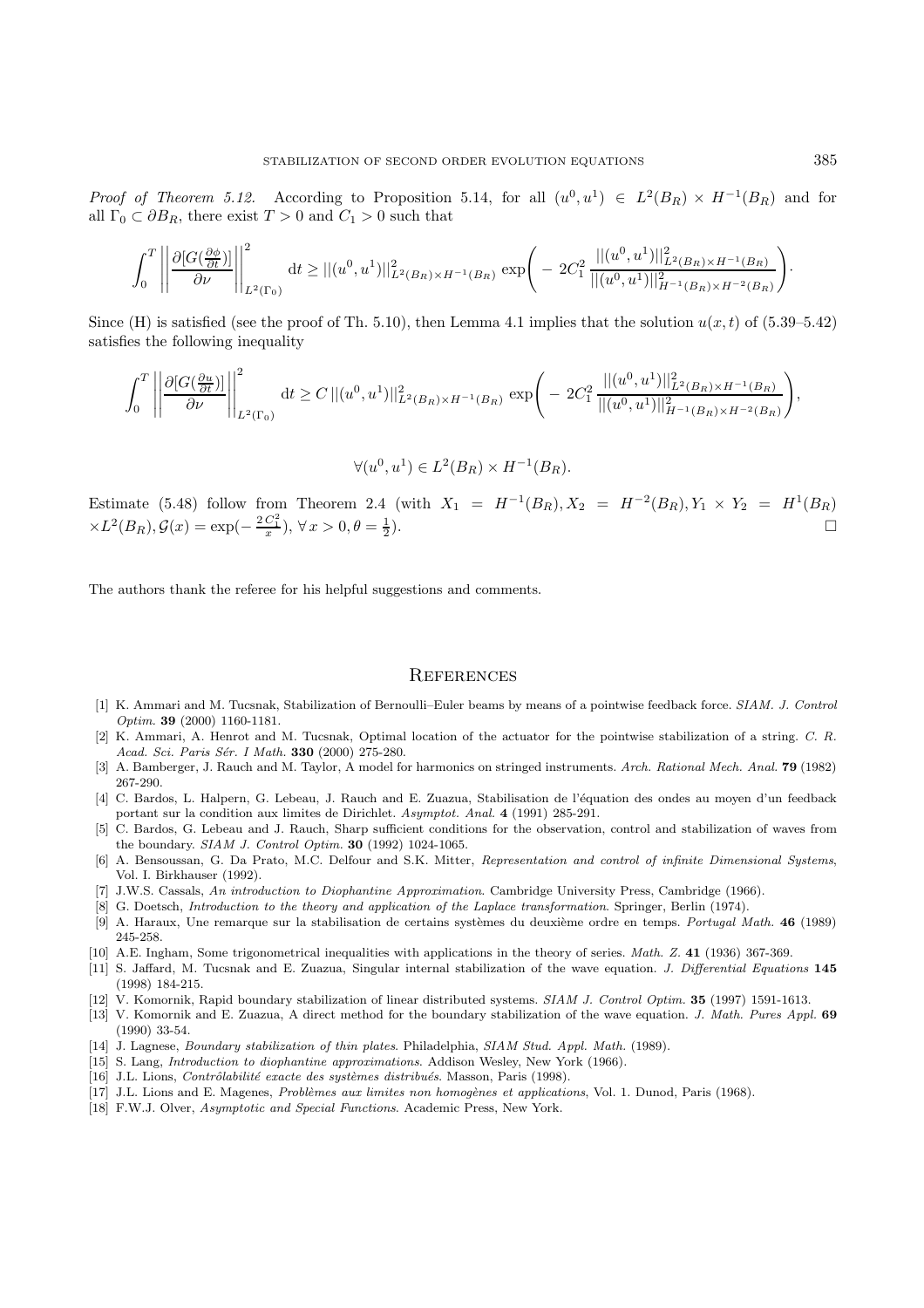*Proof of Theorem 5.12.* According to Proposition 5.14, for all $(u^0, u^1) \in L^2(B_R) \times H^{-1}(B_R)$ and for all $\Gamma_0 \subset \partial B_R$, there exist $T > 0$ and $C_1 > 0$ such that

$$\int_0^T \left|\left| \frac{\partial [G(\frac{\partial \phi}{\partial t})]}{\partial \nu} \right|\right|^2_{L^2(\Gamma_0)} \mathrm{d}t \geq ||(u^0, u^1)||^2_{L^2(B_R) \times H^{-1}(B_R)} \exp\left( - 2C_1^2 \frac{||(u^0, u^1)||^2_{L^2(B_R) \times H^{-1}(B_R)}}{||(u^0, u^1)||^2_{H^{-1}(B_R) \times H^{-2}(B_R)}} \right).$$

Since (H) is satisfied (see the proof of Th. 5.10), then Lemma 4.1 implies that the solution $u(x, t)$ of (5.39–5.42) satisfies the following inequality

$$\int_0^T \left|\left| \frac{\partial [G(\frac{\partial u}{\partial t})]}{\partial \nu} \right|\right|^2_{L^2(\Gamma_0)} \mathrm{d}t \geq C \, ||(u^0, u^1)||^2_{L^2(B_R) \times H^{-1}(B_R)} \exp\left( - 2C_1^2 \frac{||(u^0, u^1)||^2_{L^2(B_R) \times H^{-1}(B_R)}}{||(u^0, u^1)||^2_{H^{-1}(B_R) \times H^{-2}(B_R)}} \right),$$

$$\forall (u^0, u^1) \in L^2(B_R) \times H^{-1}(B_R).$$

Estimate (5.48) follow from Theorem 2.4 (with $X_1 = H^{-1}(B_R), X_2 = H^{-2}(B_R), Y_1 \times Y_2 = H^1(B_R) \times L^2(B_R), \mathcal{G}(x) = \exp(-\frac{2C_1^2}{x}), \forall x > 0, \theta = \frac{1}{2}$). □

The authors thank the referee for his helpful suggestions and comments.

## References

[1] K. Ammari and M. Tucsnak, Stabilization of Bernoulli–Euler beams by means of a pointwise feedback force. *SIAM. J. Control Optim.* **39** (2000) 1160-1181.

[2] K. Ammari, A. Henrot and M. Tucsnak, Optimal location of the actuator for the pointwise stabilization of a string. *C. R. Acad. Sci. Paris Sér. I Math.* **330** (2000) 275-280.

[3] A. Bamberger, J. Rauch and M. Taylor, A model for harmonics on stringed instruments. *Arch. Rational Mech. Anal.* **79** (1982) 267-290.

[4] C. Bardos, L. Halpern, G. Lebeau, J. Rauch and E. Zuazua, Stabilisation de l'équation des ondes au moyen d'un feedback portant sur la condition aux limites de Dirichlet. *Asymptot. Anal.* **4** (1991) 285-291.

[5] C. Bardos, G. Lebeau and J. Rauch, Sharp sufficient conditions for the observation, control and stabilization of waves from the boundary. *SIAM J. Control Optim.* **30** (1992) 1024-1065.

[6] A. Bensoussan, G. Da Prato, M.C. Delfour and S.K. Mitter, *Representation and control of infinite Dimensional Systems*, Vol. I. Birkhauser (1992).

[7] J.W.S. Cassals, *An introduction to Diophantine Approximation*. Cambridge University Press, Cambridge (1966).

[8] G. Doetsch, *Introduction to the theory and application of the Laplace transformation*. Springer, Berlin (1974).

[9] A. Haraux, Une remarque sur la stabilisation de certains systèmes du deuxième ordre en temps. *Portugal Math.* **46** (1989) 245-258.

[10] A.E. Ingham, Some trigonometrical inequalities with applications in the theory of series. *Math. Z.* **41** (1936) 367-369.

[11] S. Jaffard, M. Tucsnak and E. Zuazua, Singular internal stabilization of the wave equation. *J. Differential Equations* **145** (1998) 184-215.

[12] V. Komornik, Rapid boundary stabilization of linear distributed systems. *SIAM J. Control Optim.* **35** (1997) 1591-1613.

[13] V. Komornik and E. Zuazua, A direct method for the boundary stabilization of the wave equation. *J. Math. Pures Appl.* **69** (1990) 33-54.

[14] J. Lagnese, *Boundary stabilization of thin plates*. Philadelphia, *SIAM Stud. Appl. Math.* (1989).

[15] S. Lang, *Introduction to diophantine approximations*. Addison Wesley, New York (1966).

[16] J.L. Lions, *Contrôlabilité exacte des systèmes distribués*. Masson, Paris (1998).

[17] J.L. Lions and E. Magenes, *Problèmes aux limites non homogènes et applications*, Vol. 1. Dunod, Paris (1968).

[18] F.W.J. Olver, *Asymptotic and Special Functions*. Academic Press, New York.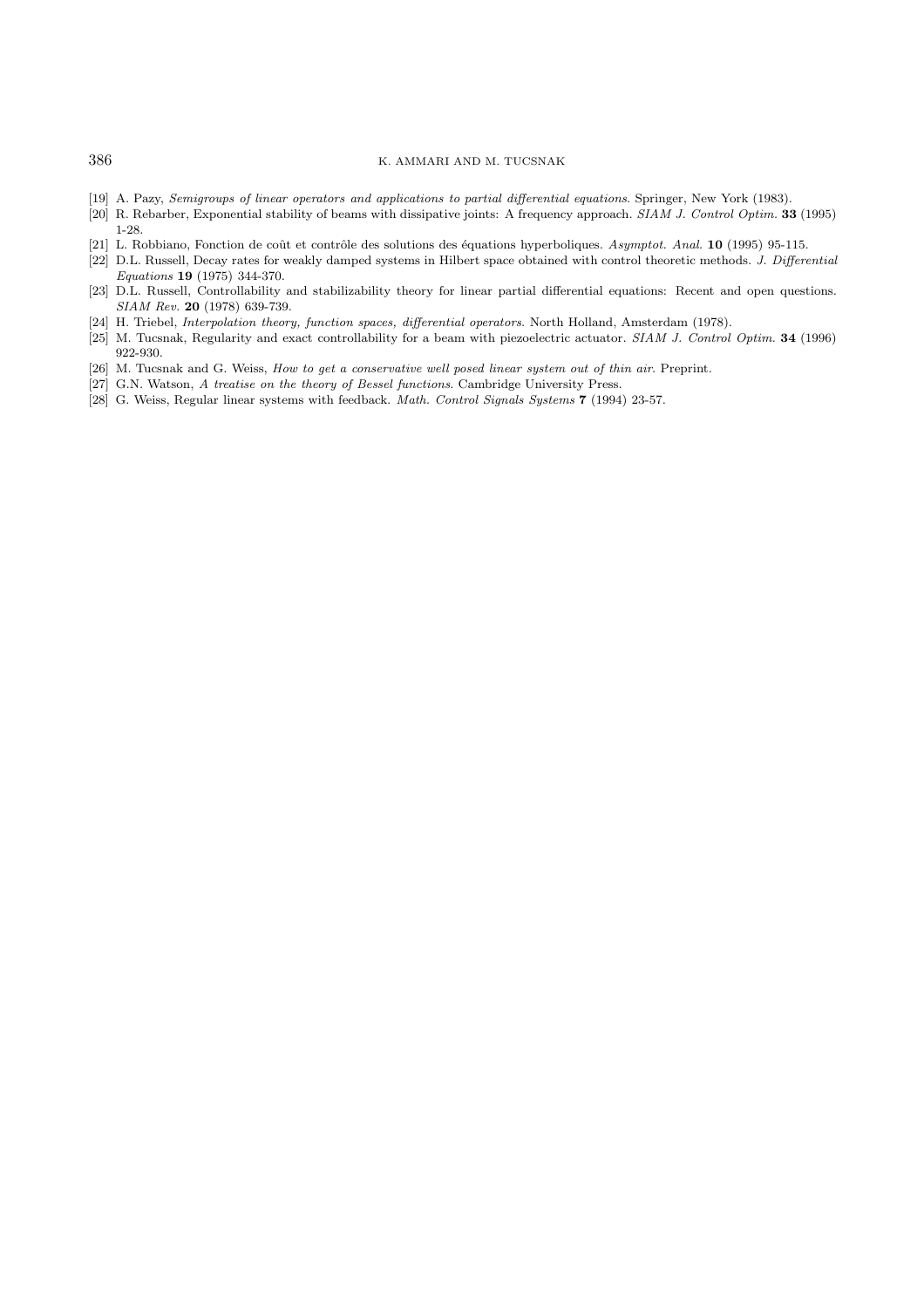[19] A. Pazy, *Semigroups of linear operators and applications to partial differential equations*. Springer, New York (1983).

[20] R. Rebarber, Exponential stability of beams with dissipative joints: A frequency approach. *SIAM J. Control Optim.* **33** (1995) 1-28.

[21] L. Robbiano, Fonction de coût et contrôle des solutions des équations hyperboliques. *Asymptot. Anal.* **10** (1995) 95-115.

[22] D.L. Russell, Decay rates for weakly damped systems in Hilbert space obtained with control theoretic methods. *J. Differential Equations* **19** (1975) 344-370.

[23] D.L. Russell, Controllability and stabilizability theory for linear partial differential equations: Recent and open questions. *SIAM Rev.* **20** (1978) 639-739.

[24] H. Triebel, *Interpolation theory, function spaces, differential operators*. North Holland, Amsterdam (1978).

[25] M. Tucsnak, Regularity and exact controllability for a beam with piezoelectric actuator. *SIAM J. Control Optim.* **34** (1996) 922-930.

[26] M. Tucsnak and G. Weiss, *How to get a conservative well posed linear system out of thin air*. Preprint.

[27] G.N. Watson, *A treatise on the theory of Bessel functions*. Cambridge University Press.

[28] G. Weiss, Regular linear systems with feedback. *Math. Control Signals Systems* **7** (1994) 23-57.